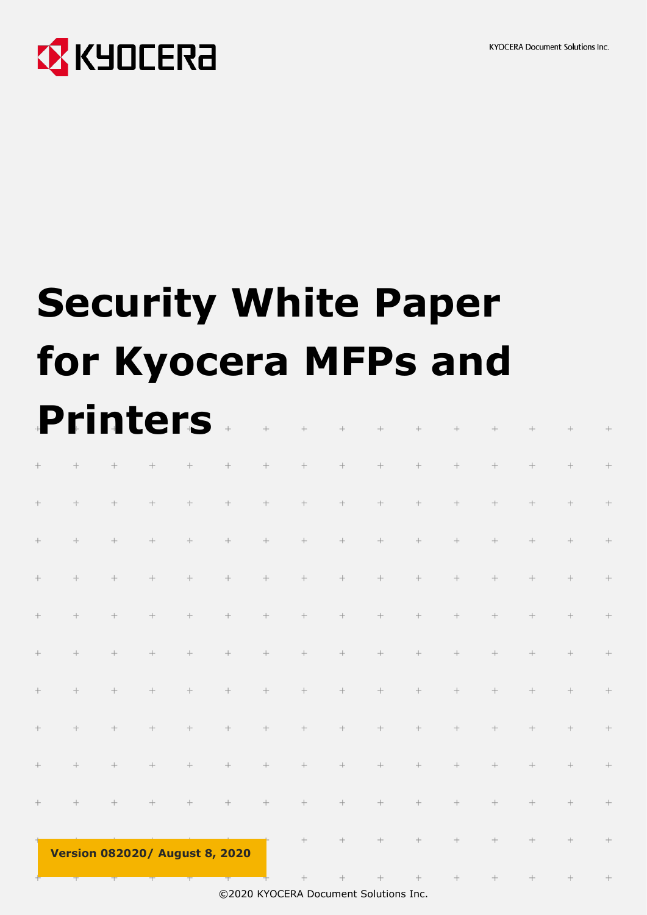KYOCERA Document Solutions Inc.

# Security White Paper for Kyocera MFPs and Printers

**Version 082020/ August 8, 2020**

©2020 KYOCERA Document Solutions Inc.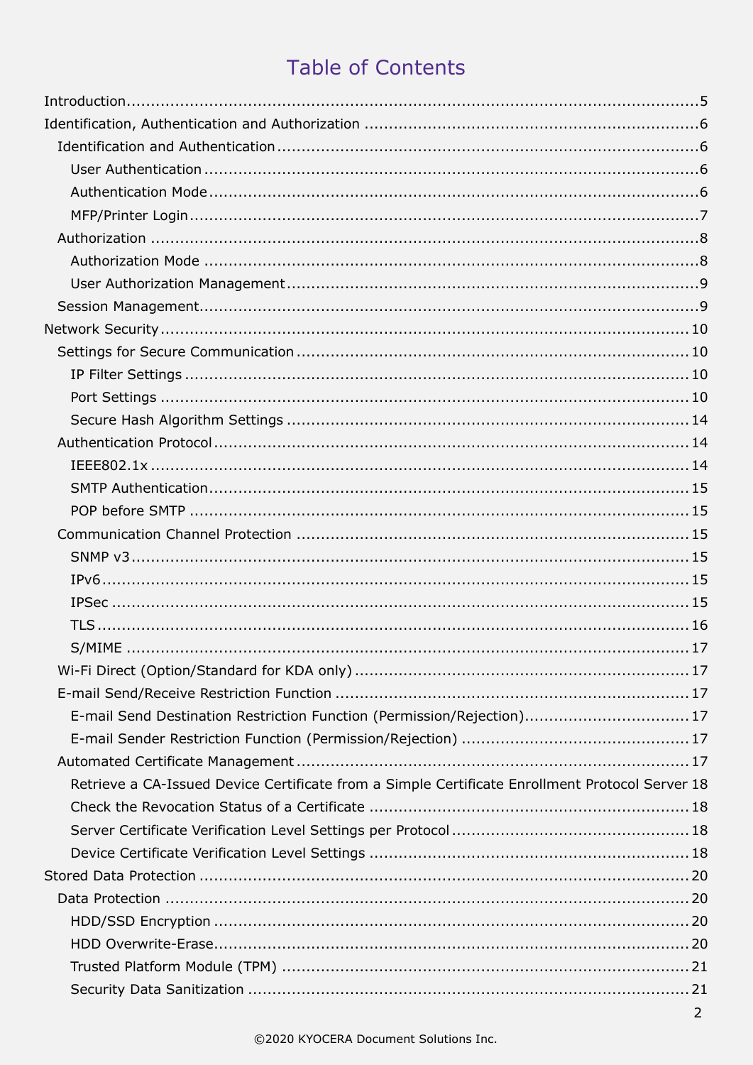# Table of Contents

- Introduction ..... 5
- Identification, Authentication and Authorization ..... 6
  - Identification and Authentication ..... 6
    - User Authentication ..... 6
    - Authentication Mode ..... 6
    - MFP/Printer Login ..... 7
  - Authorization ..... 8
    - Authorization Mode ..... 8
    - User Authorization Management ..... 9
  - Session Management ..... 9
- Network Security ..... 10
  - Settings for Secure Communication ..... 10
    - IP Filter Settings ..... 10
    - Port Settings ..... 10
    - Secure Hash Algorithm Settings ..... 14
  - Authentication Protocol ..... 14
    - IEEE802.1x ..... 14
    - SMTP Authentication ..... 15
    - POP before SMTP ..... 15
  - Communication Channel Protection ..... 15
    - SNMP v3 ..... 15
    - IPv6 ..... 15
    - IPSec ..... 15
    - TLS ..... 16
    - S/MIME ..... 17
  - Wi-Fi Direct (Option/Standard for KDA only) ..... 17
  - E-mail Send/Receive Restriction Function ..... 17
    - E-mail Send Destination Restriction Function (Permission/Rejection) ..... 17
    - E-mail Sender Restriction Function (Permission/Rejection) ..... 17
  - Automated Certificate Management ..... 17
    - Retrieve a CA-Issued Device Certificate from a Simple Certificate Enrollment Protocol Server 18
    - Check the Revocation Status of a Certificate ..... 18
    - Server Certificate Verification Level Settings per Protocol ..... 18
    - Device Certificate Verification Level Settings ..... 18
- Stored Data Protection ..... 20
  - Data Protection ..... 20
    - HDD/SSD Encryption ..... 20
    - HDD Overwrite-Erase ..... 20
    - Trusted Platform Module (TPM) ..... 21
    - Security Data Sanitization ..... 21

©2020 KYOCERA Document Solutions Inc.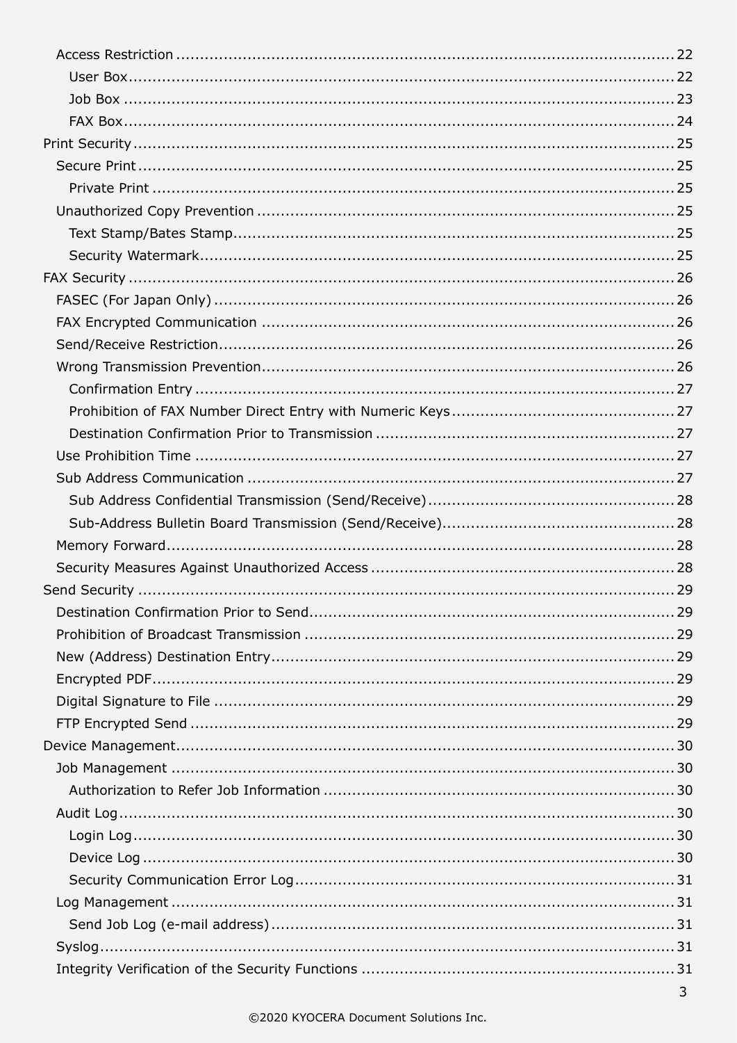- Access Restriction ........ 22
  - User Box ........ 22
  - Job Box ........ 23
  - FAX Box ........ 24
- Print Security ........ 25
  - Secure Print ........ 25
    - Private Print ........ 25
  - Unauthorized Copy Prevention ........ 25
    - Text Stamp/Bates Stamp ........ 25
    - Security Watermark ........ 25
- FAX Security ........ 26
  - FASEC (For Japan Only) ........ 26
  - FAX Encrypted Communication ........ 26
  - Send/Receive Restriction ........ 26
  - Wrong Transmission Prevention ........ 26
    - Confirmation Entry ........ 27
    - Prohibition of FAX Number Direct Entry with Numeric Keys ........ 27
    - Destination Confirmation Prior to Transmission ........ 27
  - Use Prohibition Time ........ 27
  - Sub Address Communication ........ 27
    - Sub Address Confidential Transmission (Send/Receive) ........ 28
    - Sub-Address Bulletin Board Transmission (Send/Receive) ........ 28
  - Memory Forward ........ 28
  - Security Measures Against Unauthorized Access ........ 28
- Send Security ........ 29
  - Destination Confirmation Prior to Send ........ 29
  - Prohibition of Broadcast Transmission ........ 29
  - New (Address) Destination Entry ........ 29
  - Encrypted PDF ........ 29
  - Digital Signature to File ........ 29
  - FTP Encrypted Send ........ 29
- Device Management ........ 30
  - Job Management ........ 30
    - Authorization to Refer Job Information ........ 30
  - Audit Log ........ 30
    - Login Log ........ 30
    - Device Log ........ 30
    - Security Communication Error Log ........ 31
  - Log Management ........ 31
    - Send Job Log (e-mail address) ........ 31
  - Syslog ........ 31
  - Integrity Verification of the Security Functions ........ 31

©2020 KYOCERA Document Solutions Inc.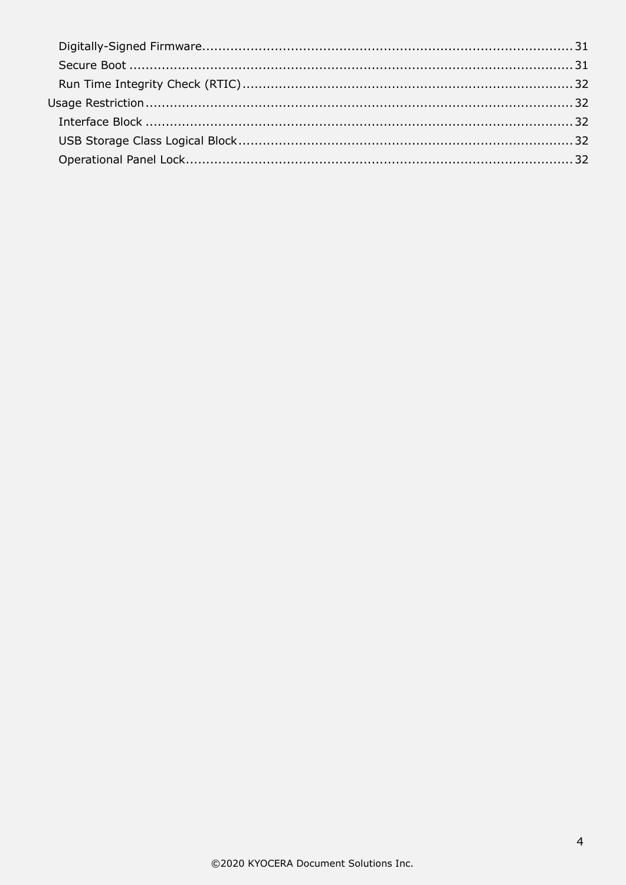- Digitally-Signed Firmware ... 31
- Secure Boot ... 31
- Run Time Integrity Check (RTIC) ... 32

Usage Restriction ... 32

- Interface Block ... 32
- USB Storage Class Logical Block ... 32
- Operational Panel Lock ... 32

©2020 KYOCERA Document Solutions Inc.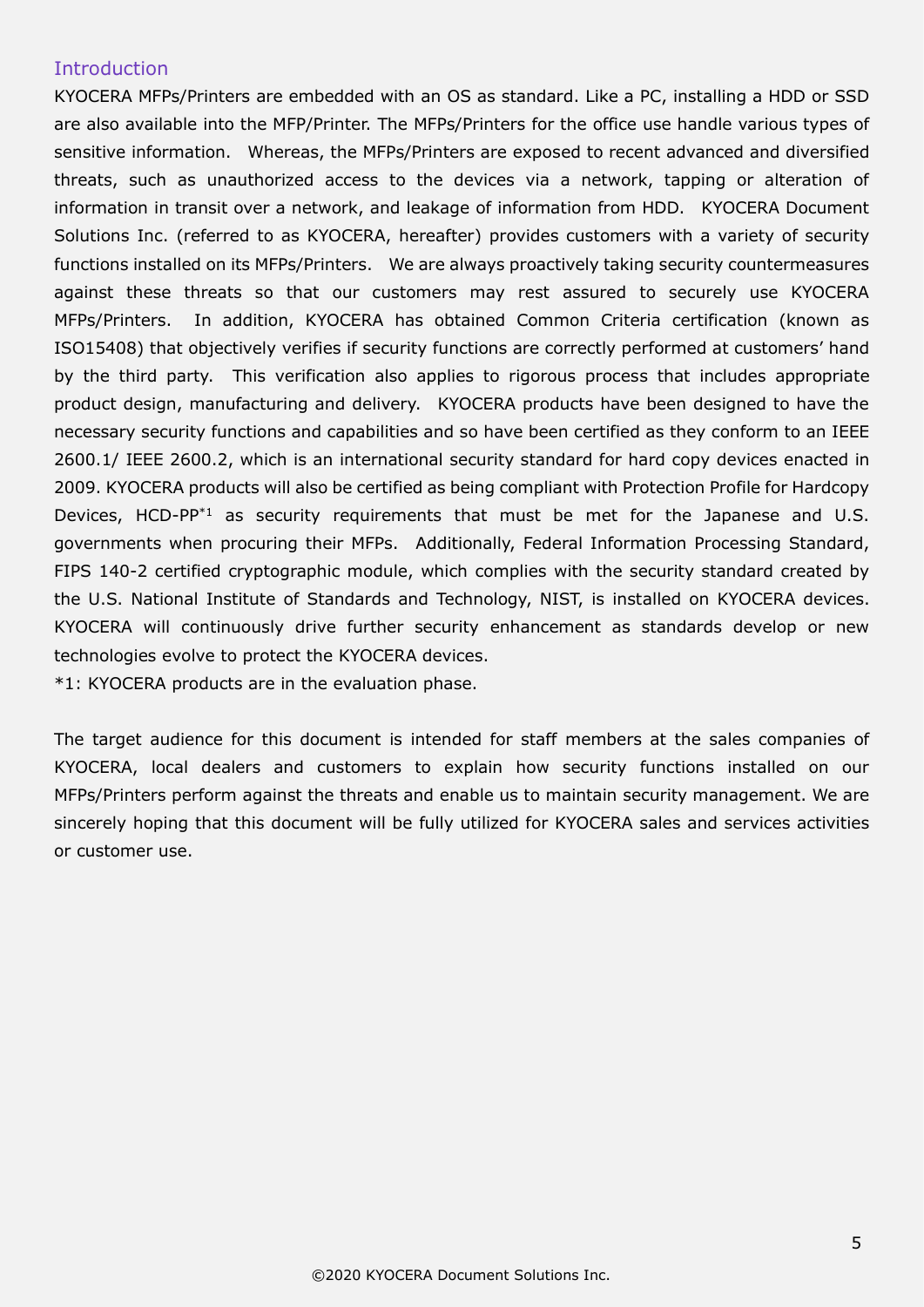## Introduction

KYOCERA MFPs/Printers are embedded with an OS as standard. Like a PC, installing a HDD or SSD are also available into the MFP/Printer. The MFPs/Printers for the office use handle various types of sensitive information. Whereas, the MFPs/Printers are exposed to recent advanced and diversified threats, such as unauthorized access to the devices via a network, tapping or alteration of information in transit over a network, and leakage of information from HDD. KYOCERA Document Solutions Inc. (referred to as KYOCERA, hereafter) provides customers with a variety of security functions installed on its MFPs/Printers. We are always proactively taking security countermeasures against these threats so that our customers may rest assured to securely use KYOCERA MFPs/Printers. In addition, KYOCERA has obtained Common Criteria certification (known as ISO15408) that objectively verifies if security functions are correctly performed at customers' hand by the third party. This verification also applies to rigorous process that includes appropriate product design, manufacturing and delivery. KYOCERA products have been designed to have the necessary security functions and capabilities and so have been certified as they conform to an IEEE 2600.1/ IEEE 2600.2, which is an international security standard for hard copy devices enacted in 2009. KYOCERA products will also be certified as being compliant with Protection Profile for Hardcopy Devices, HCD-PP[*1] as security requirements that must be met for the Japanese and U.S. governments when procuring their MFPs. Additionally, Federal Information Processing Standard, FIPS 140-2 certified cryptographic module, which complies with the security standard created by the U.S. National Institute of Standards and Technology, NIST, is installed on KYOCERA devices. KYOCERA will continuously drive further security enhancement as standards develop or new technologies evolve to protect the KYOCERA devices.

*1: KYOCERA products are in the evaluation phase.

The target audience for this document is intended for staff members at the sales companies of KYOCERA, local dealers and customers to explain how security functions installed on our MFPs/Printers perform against the threats and enable us to maintain security management. We are sincerely hoping that this document will be fully utilized for KYOCERA sales and services activities or customer use.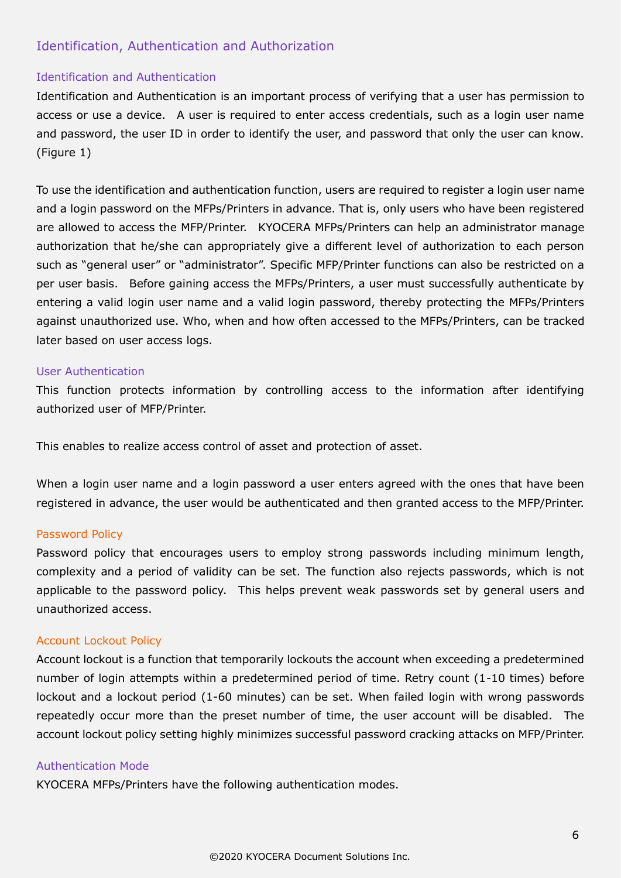## Identification, Authentication and Authorization

### Identification and Authentication

Identification and Authentication is an important process of verifying that a user has permission to access or use a device. A user is required to enter access credentials, such as a login user name and password, the user ID in order to identify the user, and password that only the user can know. (Figure 1)

To use the identification and authentication function, users are required to register a login user name and a login password on the MFPs/Printers in advance. That is, only users who have been registered are allowed to access the MFP/Printer. KYOCERA MFPs/Printers can help an administrator manage authorization that he/she can appropriately give a different level of authorization to each person such as "general user" or "administrator". Specific MFP/Printer functions can also be restricted on a per user basis. Before gaining access the MFPs/Printers, a user must successfully authenticate by entering a valid login user name and a valid login password, thereby protecting the MFPs/Printers against unauthorized use. Who, when and how often accessed to the MFPs/Printers, can be tracked later based on user access logs.

### User Authentication

This function protects information by controlling access to the information after identifying authorized user of MFP/Printer.

This enables to realize access control of asset and protection of asset.

When a login user name and a login password a user enters agreed with the ones that have been registered in advance, the user would be authenticated and then granted access to the MFP/Printer.

### Password Policy

Password policy that encourages users to employ strong passwords including minimum length, complexity and a period of validity can be set. The function also rejects passwords, which is not applicable to the password policy. This helps prevent weak passwords set by general users and unauthorized access.

### Account Lockout Policy

Account lockout is a function that temporarily lockouts the account when exceeding a predetermined number of login attempts within a predetermined period of time. Retry count (1-10 times) before lockout and a lockout period (1-60 minutes) can be set. When failed login with wrong passwords repeatedly occur more than the preset number of time, the user account will be disabled. The account lockout policy setting highly minimizes successful password cracking attacks on MFP/Printer.

### Authentication Mode

KYOCERA MFPs/Printers have the following authentication modes.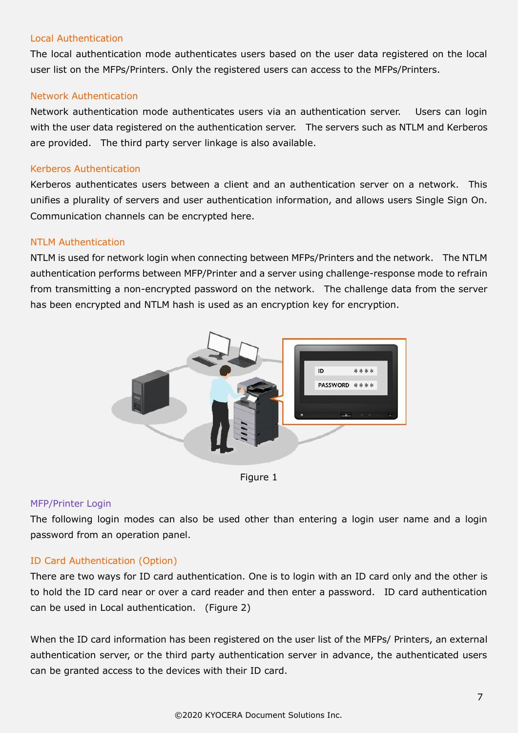### Local Authentication

The local authentication mode authenticates users based on the user data registered on the local user list on the MFPs/Printers. Only the registered users can access to the MFPs/Printers.

### Network Authentication

Network authentication mode authenticates users via an authentication server. Users can login with the user data registered on the authentication server. The servers such as NTLM and Kerberos are provided. The third party server linkage is also available.

### Kerberos Authentication

Kerberos authenticates users between a client and an authentication server on a network. This unifies a plurality of servers and user authentication information, and allows users Single Sign On. Communication channels can be encrypted here.

### NTLM Authentication

NTLM is used for network login when connecting between MFPs/Printers and the network. The NTLM authentication performs between MFP/Printer and a server using challenge-response mode to refrain from transmitting a non-encrypted password on the network. The challenge data from the server has been encrypted and NTLM hash is used as an encryption key for encryption.

Figure 1

## MFP/Printer Login

The following login modes can also be used other than entering a login user name and a login password from an operation panel.

### ID Card Authentication (Option)

There are two ways for ID card authentication. One is to login with an ID card only and the other is to hold the ID card near or over a card reader and then enter a password. ID card authentication can be used in Local authentication. (Figure 2)

When the ID card information has been registered on the user list of the MFPs/ Printers, an external authentication server, or the third party authentication server in advance, the authenticated users can be granted access to the devices with their ID card.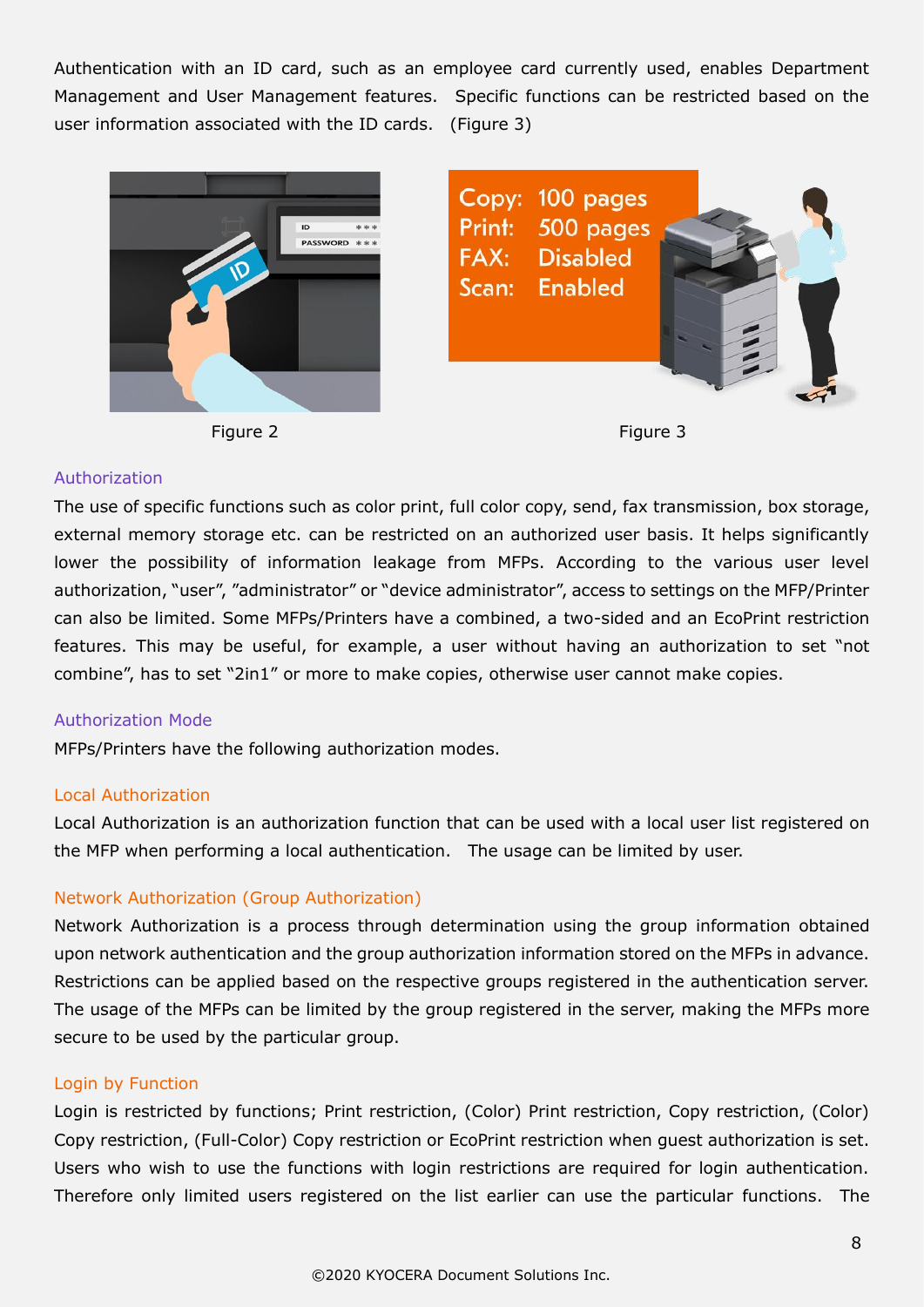Authentication with an ID card, such as an employee card currently used, enables Department Management and User Management features. Specific functions can be restricted based on the user information associated with the ID cards. (Figure 3)

Figure 2

Figure 3

### Authorization

The use of specific functions such as color print, full color copy, send, fax transmission, box storage, external memory storage etc. can be restricted on an authorized user basis. It helps significantly lower the possibility of information leakage from MFPs. According to the various user level authorization, "user", "administrator" or "device administrator", access to settings on the MFP/Printer can also be limited. Some MFPs/Printers have a combined, a two-sided and an EcoPrint restriction features. This may be useful, for example, a user without having an authorization to set "not combine", has to set "2in1" or more to make copies, otherwise user cannot make copies.

### Authorization Mode

MFPs/Printers have the following authorization modes.

#### Local Authorization

Local Authorization is an authorization function that can be used with a local user list registered on the MFP when performing a local authentication. The usage can be limited by user.

#### Network Authorization (Group Authorization)

Network Authorization is a process through determination using the group information obtained upon network authentication and the group authorization information stored on the MFPs in advance. Restrictions can be applied based on the respective groups registered in the authentication server. The usage of the MFPs can be limited by the group registered in the server, making the MFPs more secure to be used by the particular group.

#### Login by Function

Login is restricted by functions; Print restriction, (Color) Print restriction, Copy restriction, (Color) Copy restriction, (Full-Color) Copy restriction or EcoPrint restriction when guest authorization is set. Users who wish to use the functions with login restrictions are required for login authentication. Therefore only limited users registered on the list earlier can use the particular functions. The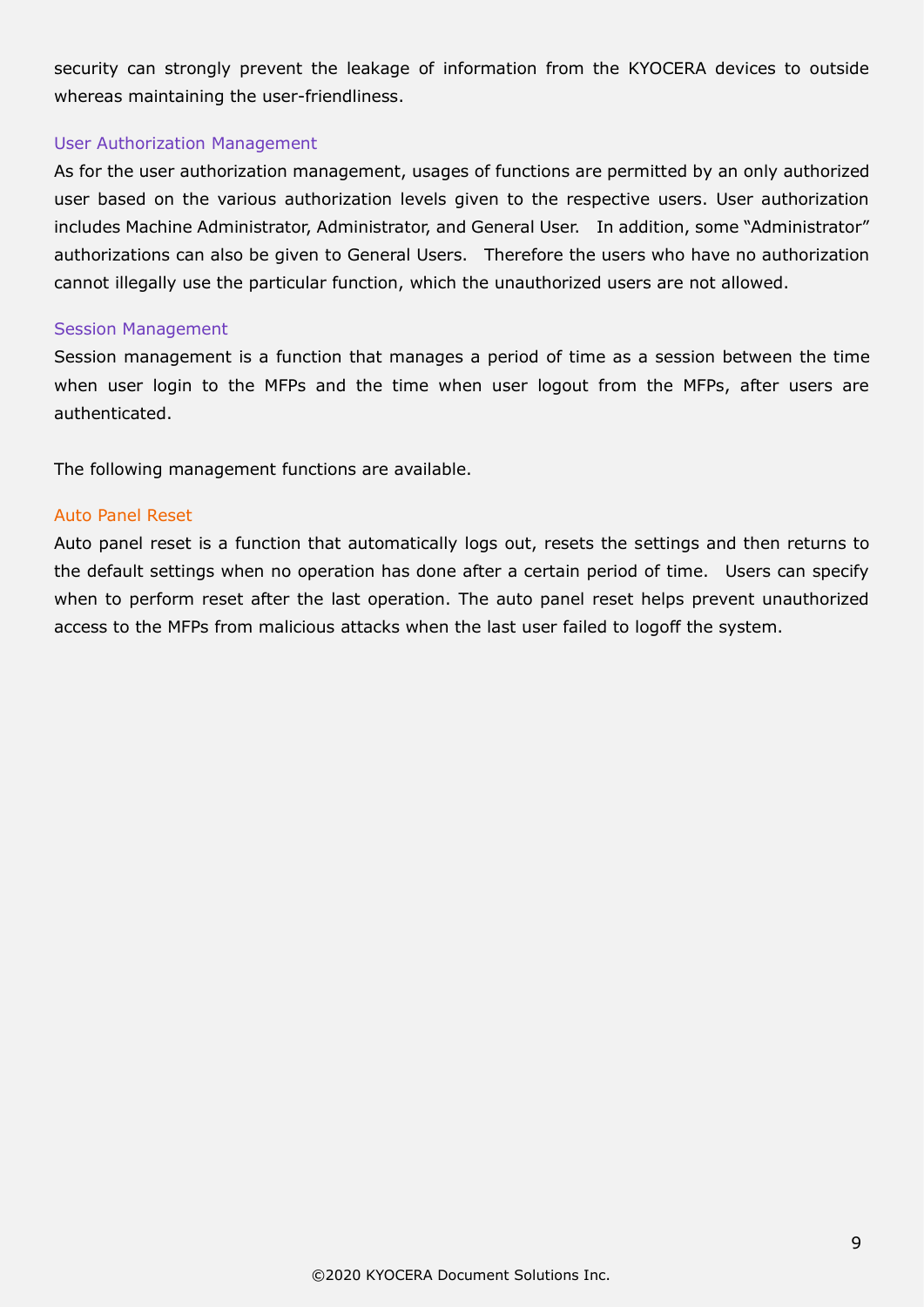security can strongly prevent the leakage of information from the KYOCERA devices to outside whereas maintaining the user-friendliness.

### User Authorization Management

As for the user authorization management, usages of functions are permitted by an only authorized user based on the various authorization levels given to the respective users. User authorization includes Machine Administrator, Administrator, and General User. In addition, some "Administrator" authorizations can also be given to General Users. Therefore the users who have no authorization cannot illegally use the particular function, which the unauthorized users are not allowed.

### Session Management

Session management is a function that manages a period of time as a session between the time when user login to the MFPs and the time when user logout from the MFPs, after users are authenticated.

The following management functions are available.

#### Auto Panel Reset

Auto panel reset is a function that automatically logs out, resets the settings and then returns to the default settings when no operation has done after a certain period of time. Users can specify when to perform reset after the last operation. The auto panel reset helps prevent unauthorized access to the MFPs from malicious attacks when the last user failed to logoff the system.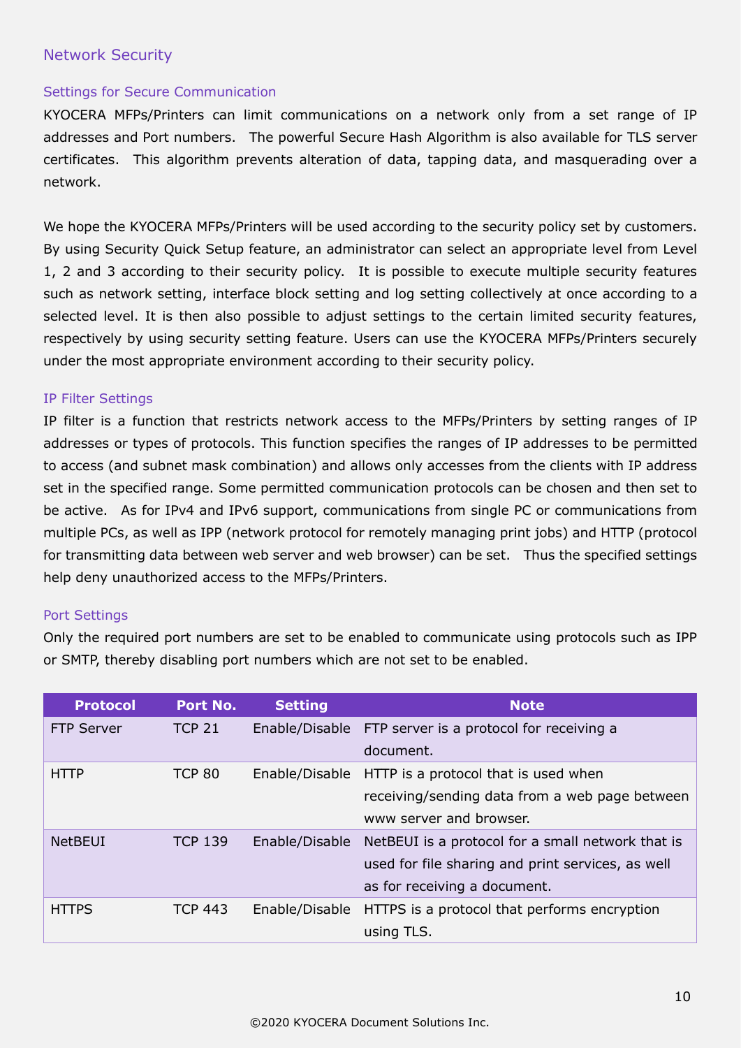## Network Security

### Settings for Secure Communication

KYOCERA MFPs/Printers can limit communications on a network only from a set range of IP addresses and Port numbers. The powerful Secure Hash Algorithm is also available for TLS server certificates. This algorithm prevents alteration of data, tapping data, and masquerading over a network.

We hope the KYOCERA MFPs/Printers will be used according to the security policy set by customers. By using Security Quick Setup feature, an administrator can select an appropriate level from Level 1, 2 and 3 according to their security policy. It is possible to execute multiple security features such as network setting, interface block setting and log setting collectively at once according to a selected level. It is then also possible to adjust settings to the certain limited security features, respectively by using security setting feature. Users can use the KYOCERA MFPs/Printers securely under the most appropriate environment according to their security policy.

### IP Filter Settings

IP filter is a function that restricts network access to the MFPs/Printers by setting ranges of IP addresses or types of protocols. This function specifies the ranges of IP addresses to be permitted to access (and subnet mask combination) and allows only accesses from the clients with IP address set in the specified range. Some permitted communication protocols can be chosen and then set to be active. As for IPv4 and IPv6 support, communications from single PC or communications from multiple PCs, as well as IPP (network protocol for remotely managing print jobs) and HTTP (protocol for transmitting data between web server and web browser) can be set. Thus the specified settings help deny unauthorized access to the MFPs/Printers.

### Port Settings

Only the required port numbers are set to be enabled to communicate using protocols such as IPP or SMTP, thereby disabling port numbers which are not set to be enabled.

| Protocol | Port No. | Setting | Note |
|---|---|---|---|
| FTP Server | TCP 21 | Enable/Disable | FTP server is a protocol for receiving a document. |
| HTTP | TCP 80 | Enable/Disable | HTTP is a protocol that is used when receiving/sending data from a web page between www server and browser. |
| NetBEUI | TCP 139 | Enable/Disable | NetBEUI is a protocol for a small network that is used for file sharing and print services, as well as for receiving a document. |
| HTTPS | TCP 443 | Enable/Disable | HTTPS is a protocol that performs encryption using TLS. |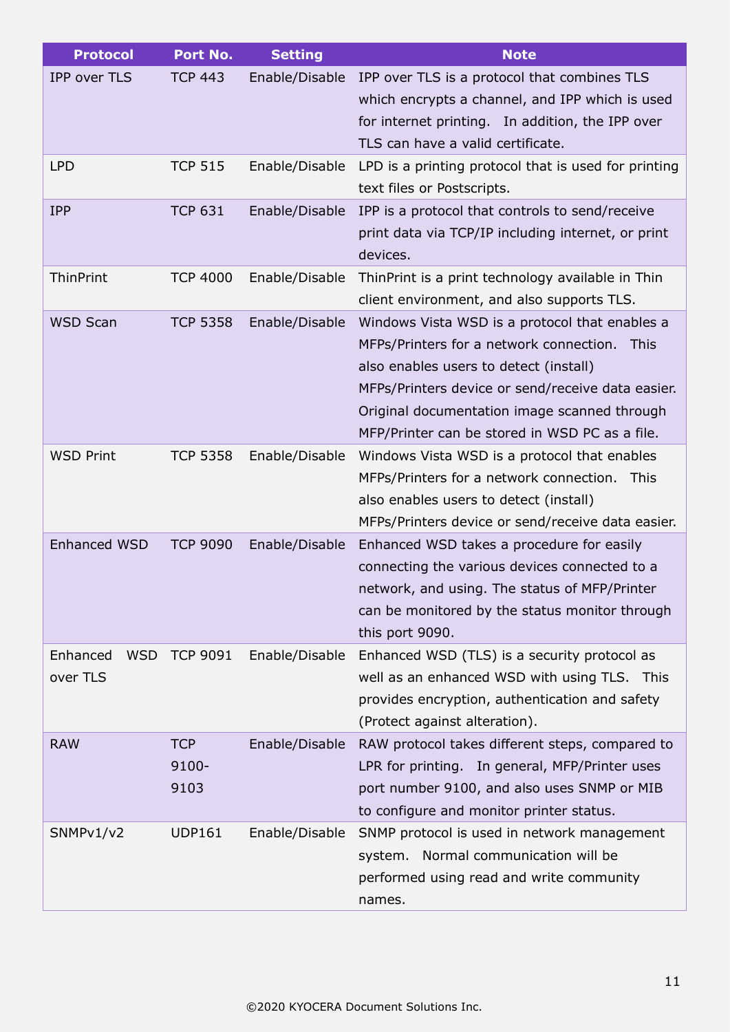| Protocol | Port No. | Setting | Note |
|---|---|---|---|
| IPP over TLS | TCP 443 | Enable/Disable | IPP over TLS is a protocol that combines TLS which encrypts a channel, and IPP which is used for internet printing. In addition, the IPP over TLS can have a valid certificate. |
| LPD | TCP 515 | Enable/Disable | LPD is a printing protocol that is used for printing text files or Postscripts. |
| IPP | TCP 631 | Enable/Disable | IPP is a protocol that controls to send/receive print data via TCP/IP including internet, or print devices. |
| ThinPrint | TCP 4000 | Enable/Disable | ThinPrint is a print technology available in Thin client environment, and also supports TLS. |
| WSD Scan | TCP 5358 | Enable/Disable | Windows Vista WSD is a protocol that enables a MFPs/Printers for a network connection. This also enables users to detect (install) MFPs/Printers device or send/receive data easier. Original documentation image scanned through MFP/Printer can be stored in WSD PC as a file. |
| WSD Print | TCP 5358 | Enable/Disable | Windows Vista WSD is a protocol that enables MFPs/Printers for a network connection. This also enables users to detect (install) MFPs/Printers device or send/receive data easier. |
| Enhanced WSD | TCP 9090 | Enable/Disable | Enhanced WSD takes a procedure for easily connecting the various devices connected to a network, and using. The status of MFP/Printer can be monitored by the status monitor through this port 9090. |
| Enhanced WSD over TLS | TCP 9091 | Enable/Disable | Enhanced WSD (TLS) is a security protocol as well as an enhanced WSD with using TLS. This provides encryption, authentication and safety (Protect against alteration). |
| RAW | TCP 9100-9103 | Enable/Disable | RAW protocol takes different steps, compared to LPR for printing. In general, MFP/Printer uses port number 9100, and also uses SNMP or MIB to configure and monitor printer status. |
| SNMPv1/v2 | UDP161 | Enable/Disable | SNMP protocol is used in network management system. Normal communication will be performed using read and write community names. |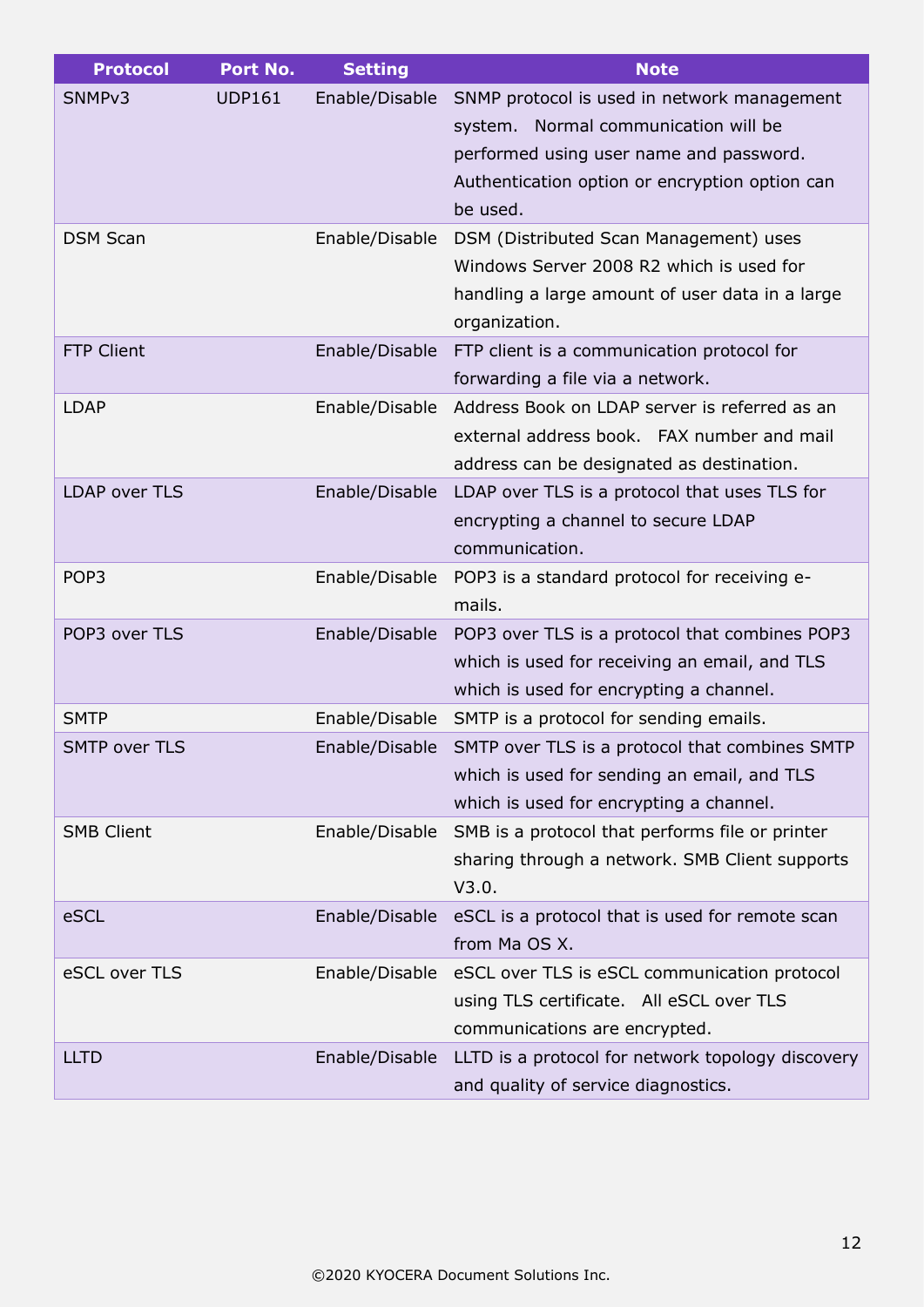| Protocol | Port No. | Setting | Note |
|---|---|---|---|
| SNMPv3 | UDP161 | Enable/Disable | SNMP protocol is used in network management system. Normal communication will be performed using user name and password. Authentication option or encryption option can be used. |
| DSM Scan | | Enable/Disable | DSM (Distributed Scan Management) uses Windows Server 2008 R2 which is used for handling a large amount of user data in a large organization. |
| FTP Client | | Enable/Disable | FTP client is a communication protocol for forwarding a file via a network. |
| LDAP | | Enable/Disable | Address Book on LDAP server is referred as an external address book. FAX number and mail address can be designated as destination. |
| LDAP over TLS | | Enable/Disable | LDAP over TLS is a protocol that uses TLS for encrypting a channel to secure LDAP communication. |
| POP3 | | Enable/Disable | POP3 is a standard protocol for receiving e-mails. |
| POP3 over TLS | | Enable/Disable | POP3 over TLS is a protocol that combines POP3 which is used for receiving an email, and TLS which is used for encrypting a channel. |
| SMTP | | Enable/Disable | SMTP is a protocol for sending emails. |
| SMTP over TLS | | Enable/Disable | SMTP over TLS is a protocol that combines SMTP which is used for sending an email, and TLS which is used for encrypting a channel. |
| SMB Client | | Enable/Disable | SMB is a protocol that performs file or printer sharing through a network. SMB Client supports V3.0. |
| eSCL | | Enable/Disable | eSCL is a protocol that is used for remote scan from Ma OS X. |
| eSCL over TLS | | Enable/Disable | eSCL over TLS is eSCL communication protocol using TLS certificate. All eSCL over TLS communications are encrypted. |
| LLTD | | Enable/Disable | LLTD is a protocol for network topology discovery and quality of service diagnostics. |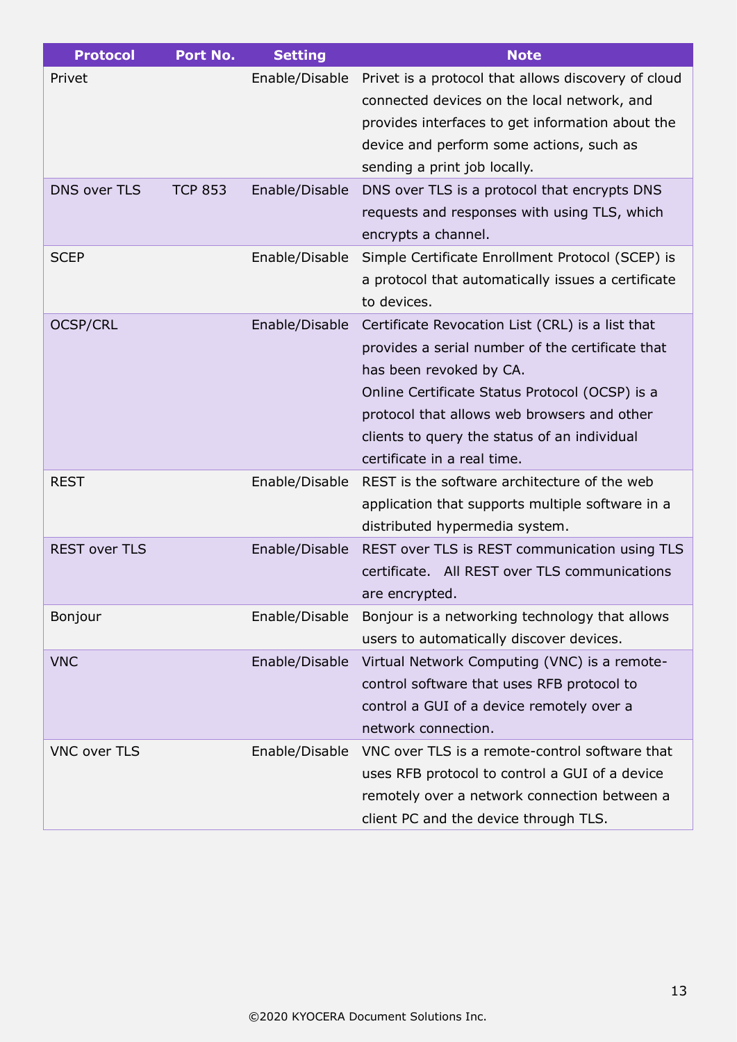| Protocol | Port No. | Setting | Note |
|---|---|---|---|
| Privet | | Enable/Disable | Privet is a protocol that allows discovery of cloud connected devices on the local network, and provides interfaces to get information about the device and perform some actions, such as sending a print job locally. |
| DNS over TLS | TCP 853 | Enable/Disable | DNS over TLS is a protocol that encrypts DNS requests and responses with using TLS, which encrypts a channel. |
| SCEP | | Enable/Disable | Simple Certificate Enrollment Protocol (SCEP) is a protocol that automatically issues a certificate to devices. |
| OCSP/CRL | | Enable/Disable | Certificate Revocation List (CRL) is a list that provides a serial number of the certificate that has been revoked by CA.<br>Online Certificate Status Protocol (OCSP) is a protocol that allows web browsers and other clients to query the status of an individual certificate in a real time. |
| REST | | Enable/Disable | REST is the software architecture of the web application that supports multiple software in a distributed hypermedia system. |
| REST over TLS | | Enable/Disable | REST over TLS is REST communication using TLS certificate. All REST over TLS communications are encrypted. |
| Bonjour | | Enable/Disable | Bonjour is a networking technology that allows users to automatically discover devices. |
| VNC | | Enable/Disable | Virtual Network Computing (VNC) is a remote-control software that uses RFB protocol to control a GUI of a device remotely over a network connection. |
| VNC over TLS | | Enable/Disable | VNC over TLS is a remote-control software that uses RFB protocol to control a GUI of a device remotely over a network connection between a client PC and the device through TLS. |

©2020 KYOCERA Document Solutions Inc.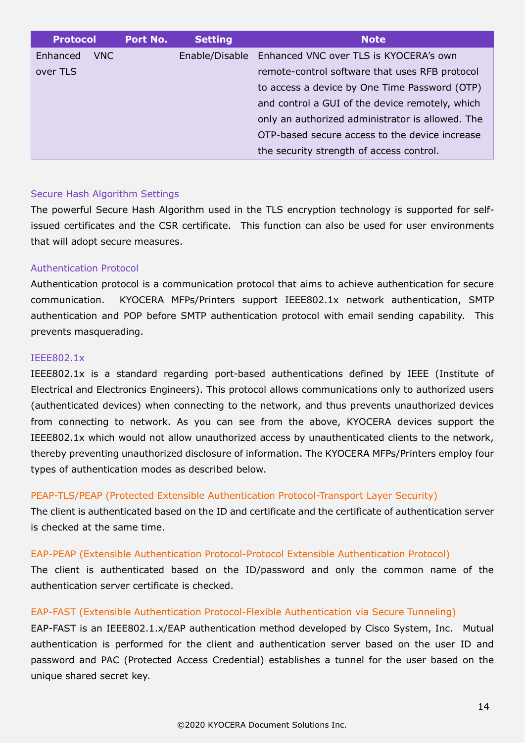| Protocol | Port No. | Setting | Note |
|---|---|---|---|
| Enhanced VNC over TLS | | Enable/Disable | Enhanced VNC over TLS is KYOCERA's own remote-control software that uses RFB protocol to access a device by One Time Password (OTP) and control a GUI of the device remotely, which only an authorized administrator is allowed. The OTP-based secure access to the device increase the security strength of access control. |

### Secure Hash Algorithm Settings

The powerful Secure Hash Algorithm used in the TLS encryption technology is supported for self-issued certificates and the CSR certificate. This function can also be used for user environments that will adopt secure measures.

### Authentication Protocol

Authentication protocol is a communication protocol that aims to achieve authentication for secure communication. KYOCERA MFPs/Printers support IEEE802.1x network authentication, SMTP authentication and POP before SMTP authentication protocol with email sending capability. This prevents masquerading.

### IEEE802.1x

IEEE802.1x is a standard regarding port-based authentications defined by IEEE (Institute of Electrical and Electronics Engineers). This protocol allows communications only to authorized users (authenticated devices) when connecting to the network, and thus prevents unauthorized devices from connecting to network. As you can see from the above, KYOCERA devices support the IEEE802.1x which would not allow unauthorized access by unauthenticated clients to the network, thereby preventing unauthorized disclosure of information. The KYOCERA MFPs/Printers employ four types of authentication modes as described below.

#### PEAP-TLS/PEAP (Protected Extensible Authentication Protocol-Transport Layer Security)

The client is authenticated based on the ID and certificate and the certificate of authentication server is checked at the same time.

#### EAP-PEAP (Extensible Authentication Protocol-Protocol Extensible Authentication Protocol)

The client is authenticated based on the ID/password and only the common name of the authentication server certificate is checked.

#### EAP-FAST (Extensible Authentication Protocol-Flexible Authentication via Secure Tunneling)

EAP-FAST is an IEEE802.1.x/EAP authentication method developed by Cisco System, Inc. Mutual authentication is performed for the client and authentication server based on the user ID and password and PAC (Protected Access Credential) establishes a tunnel for the user based on the unique shared secret key.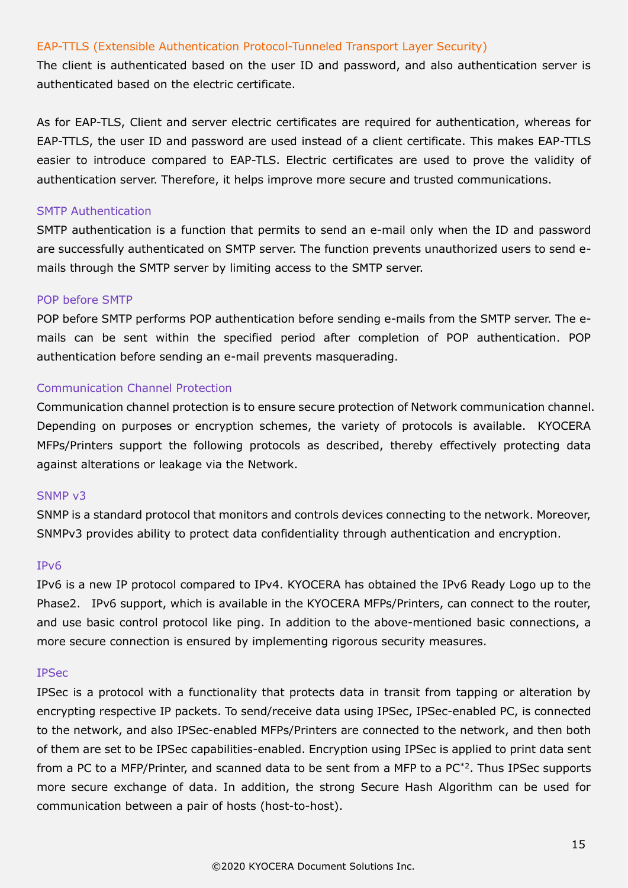### EAP-TTLS (Extensible Authentication Protocol-Tunneled Transport Layer Security)

The client is authenticated based on the user ID and password, and also authentication server is authenticated based on the electric certificate.

As for EAP-TLS, Client and server electric certificates are required for authentication, whereas for EAP-TTLS, the user ID and password are used instead of a client certificate. This makes EAP-TTLS easier to introduce compared to EAP-TLS. Electric certificates are used to prove the validity of authentication server. Therefore, it helps improve more secure and trusted communications.

### SMTP Authentication

SMTP authentication is a function that permits to send an e-mail only when the ID and password are successfully authenticated on SMTP server. The function prevents unauthorized users to send e-mails through the SMTP server by limiting access to the SMTP server.

### POP before SMTP

POP before SMTP performs POP authentication before sending e-mails from the SMTP server. The e-mails can be sent within the specified period after completion of POP authentication. POP authentication before sending an e-mail prevents masquerading.

### Communication Channel Protection

Communication channel protection is to ensure secure protection of Network communication channel. Depending on purposes or encryption schemes, the variety of protocols is available. KYOCERA MFPs/Printers support the following protocols as described, thereby effectively protecting data against alterations or leakage via the Network.

### SNMP v3

SNMP is a standard protocol that monitors and controls devices connecting to the network. Moreover, SNMPv3 provides ability to protect data confidentiality through authentication and encryption.

### IPv6

IPv6 is a new IP protocol compared to IPv4. KYOCERA has obtained the IPv6 Ready Logo up to the Phase2. IPv6 support, which is available in the KYOCERA MFPs/Printers, can connect to the router, and use basic control protocol like ping. In addition to the above-mentioned basic connections, a more secure connection is ensured by implementing rigorous security measures.

### IPSec

IPSec is a protocol with a functionality that protects data in transit from tapping or alteration by encrypting respective IP packets. To send/receive data using IPSec, IPSec-enabled PC, is connected to the network, and also IPSec-enabled MFPs/Printers are connected to the network, and then both of them are set to be IPSec capabilities-enabled. Encryption using IPSec is applied to print data sent from a PC to a MFP/Printer, and scanned data to be sent from a MFP to a PC[*2]. Thus IPSec supports more secure exchange of data. In addition, the strong Secure Hash Algorithm can be used for communication between a pair of hosts (host-to-host).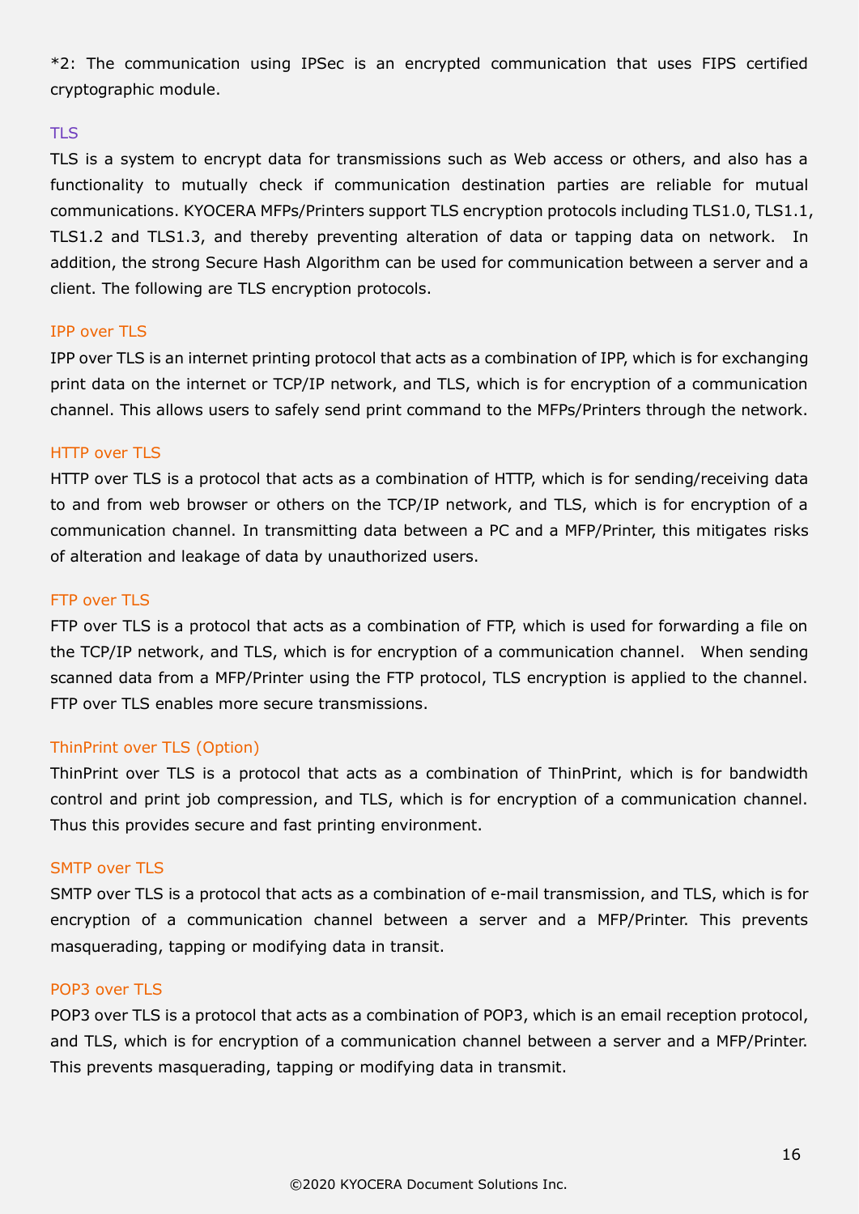*2: The communication using IPSec is an encrypted communication that uses FIPS certified cryptographic module.

### TLS

TLS is a system to encrypt data for transmissions such as Web access or others, and also has a functionality to mutually check if communication destination parties are reliable for mutual communications. KYOCERA MFPs/Printers support TLS encryption protocols including TLS1.0, TLS1.1, TLS1.2 and TLS1.3, and thereby preventing alteration of data or tapping data on network. In addition, the strong Secure Hash Algorithm can be used for communication between a server and a client. The following are TLS encryption protocols.

#### IPP over TLS

IPP over TLS is an internet printing protocol that acts as a combination of IPP, which is for exchanging print data on the internet or TCP/IP network, and TLS, which is for encryption of a communication channel. This allows users to safely send print command to the MFPs/Printers through the network.

#### HTTP over TLS

HTTP over TLS is a protocol that acts as a combination of HTTP, which is for sending/receiving data to and from web browser or others on the TCP/IP network, and TLS, which is for encryption of a communication channel. In transmitting data between a PC and a MFP/Printer, this mitigates risks of alteration and leakage of data by unauthorized users.

#### FTP over TLS

FTP over TLS is a protocol that acts as a combination of FTP, which is used for forwarding a file on the TCP/IP network, and TLS, which is for encryption of a communication channel. When sending scanned data from a MFP/Printer using the FTP protocol, TLS encryption is applied to the channel. FTP over TLS enables more secure transmissions.

#### ThinPrint over TLS (Option)

ThinPrint over TLS is a protocol that acts as a combination of ThinPrint, which is for bandwidth control and print job compression, and TLS, which is for encryption of a communication channel. Thus this provides secure and fast printing environment.

#### SMTP over TLS

SMTP over TLS is a protocol that acts as a combination of e-mail transmission, and TLS, which is for encryption of a communication channel between a server and a MFP/Printer. This prevents masquerading, tapping or modifying data in transit.

#### POP3 over TLS

POP3 over TLS is a protocol that acts as a combination of POP3, which is an email reception protocol, and TLS, which is for encryption of a communication channel between a server and a MFP/Printer. This prevents masquerading, tapping or modifying data in transmit.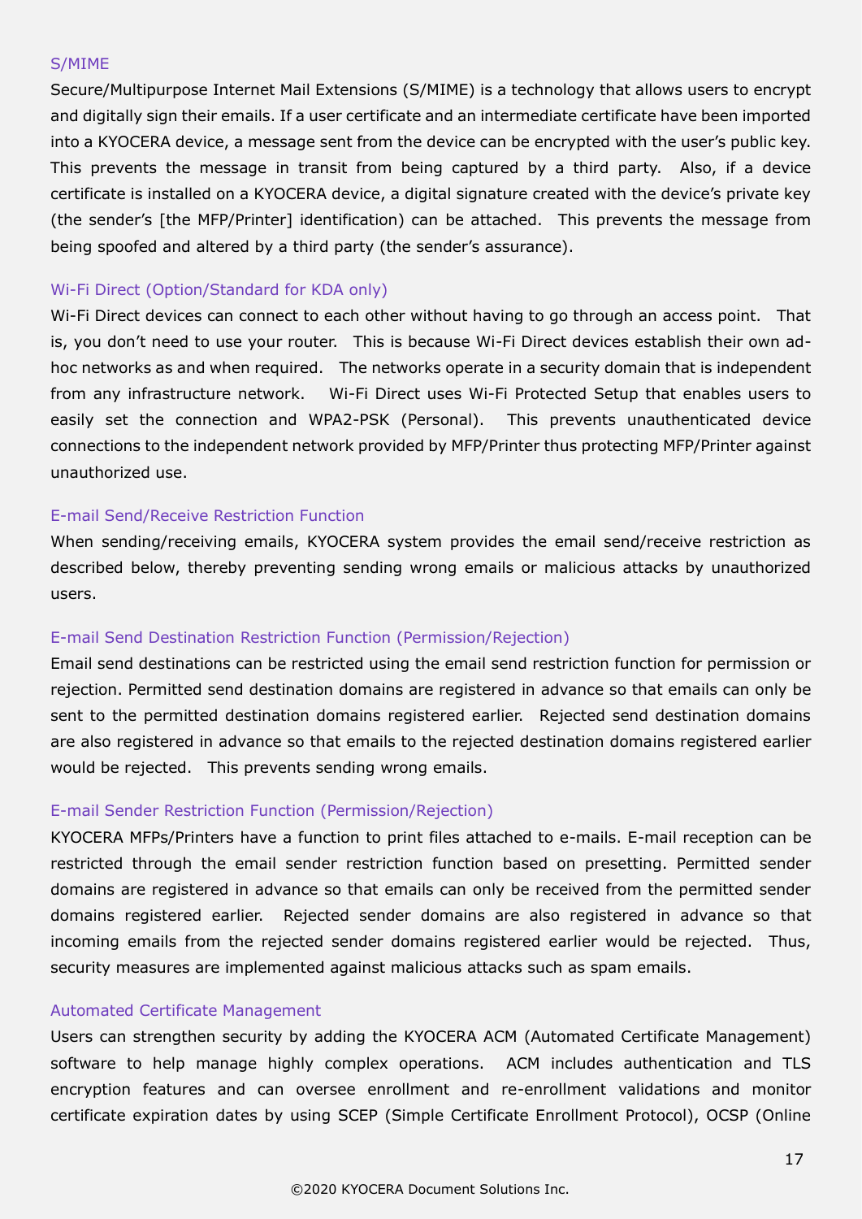### S/MIME

Secure/Multipurpose Internet Mail Extensions (S/MIME) is a technology that allows users to encrypt and digitally sign their emails. If a user certificate and an intermediate certificate have been imported into a KYOCERA device, a message sent from the device can be encrypted with the user's public key. This prevents the message in transit from being captured by a third party. Also, if a device certificate is installed on a KYOCERA device, a digital signature created with the device's private key (the sender's [the MFP/Printer] identification) can be attached. This prevents the message from being spoofed and altered by a third party (the sender's assurance).

### Wi-Fi Direct (Option/Standard for KDA only)

Wi-Fi Direct devices can connect to each other without having to go through an access point. That is, you don't need to use your router. This is because Wi-Fi Direct devices establish their own ad-hoc networks as and when required. The networks operate in a security domain that is independent from any infrastructure network. Wi-Fi Direct uses Wi-Fi Protected Setup that enables users to easily set the connection and WPA2-PSK (Personal). This prevents unauthenticated device connections to the independent network provided by MFP/Printer thus protecting MFP/Printer against unauthorized use.

### E-mail Send/Receive Restriction Function

When sending/receiving emails, KYOCERA system provides the email send/receive restriction as described below, thereby preventing sending wrong emails or malicious attacks by unauthorized users.

### E-mail Send Destination Restriction Function (Permission/Rejection)

Email send destinations can be restricted using the email send restriction function for permission or rejection. Permitted send destination domains are registered in advance so that emails can only be sent to the permitted destination domains registered earlier. Rejected send destination domains are also registered in advance so that emails to the rejected destination domains registered earlier would be rejected. This prevents sending wrong emails.

### E-mail Sender Restriction Function (Permission/Rejection)

KYOCERA MFPs/Printers have a function to print files attached to e-mails. E-mail reception can be restricted through the email sender restriction function based on presetting. Permitted sender domains are registered in advance so that emails can only be received from the permitted sender domains registered earlier. Rejected sender domains are also registered in advance so that incoming emails from the rejected sender domains registered earlier would be rejected. Thus, security measures are implemented against malicious attacks such as spam emails.

### Automated Certificate Management

Users can strengthen security by adding the KYOCERA ACM (Automated Certificate Management) software to help manage highly complex operations. ACM includes authentication and TLS encryption features and can oversee enrollment and re-enrollment validations and monitor certificate expiration dates by using SCEP (Simple Certificate Enrollment Protocol), OCSP (Online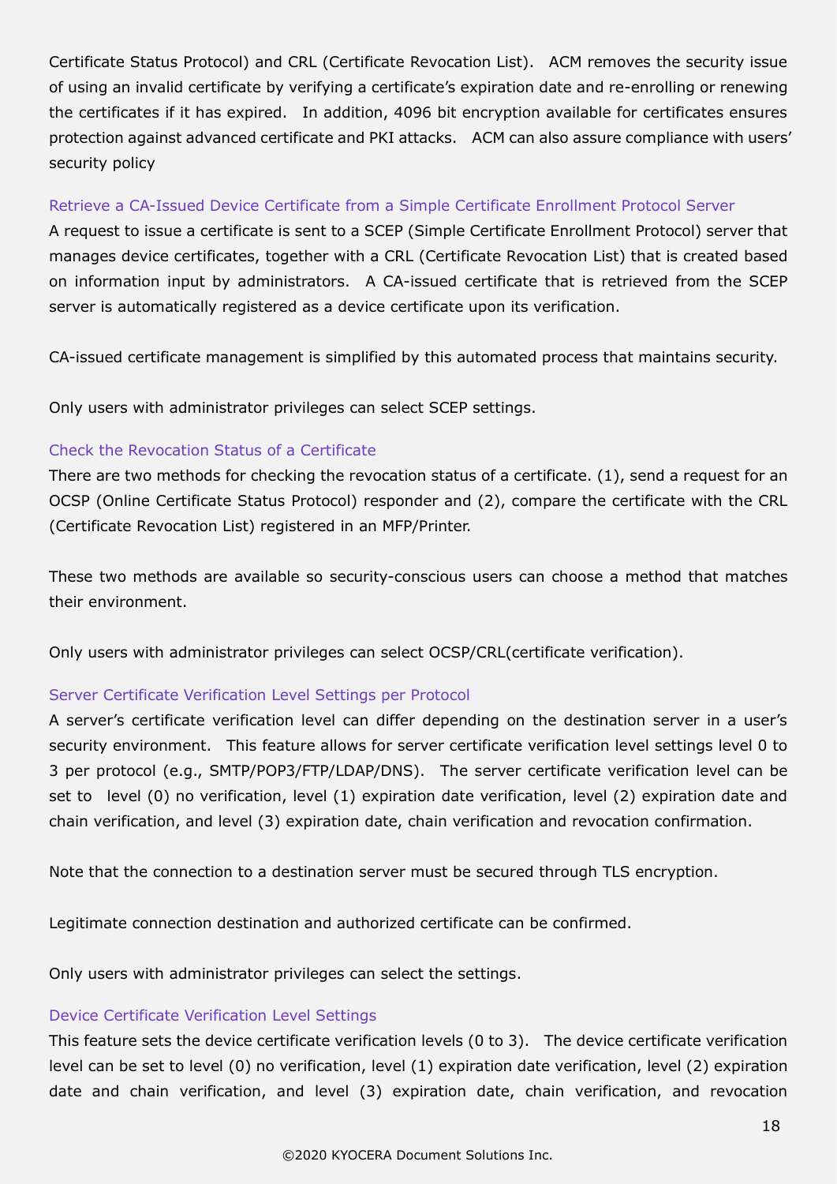Certificate Status Protocol) and CRL (Certificate Revocation List). ACM removes the security issue of using an invalid certificate by verifying a certificate's expiration date and re-enrolling or renewing the certificates if it has expired. In addition, 4096 bit encryption available for certificates ensures protection against advanced certificate and PKI attacks. ACM can also assure compliance with users' security policy

### Retrieve a CA-Issued Device Certificate from a Simple Certificate Enrollment Protocol Server

A request to issue a certificate is sent to a SCEP (Simple Certificate Enrollment Protocol) server that manages device certificates, together with a CRL (Certificate Revocation List) that is created based on information input by administrators. A CA-issued certificate that is retrieved from the SCEP server is automatically registered as a device certificate upon its verification.

CA-issued certificate management is simplified by this automated process that maintains security.

Only users with administrator privileges can select SCEP settings.

### Check the Revocation Status of a Certificate

There are two methods for checking the revocation status of a certificate. (1), send a request for an OCSP (Online Certificate Status Protocol) responder and (2), compare the certificate with the CRL (Certificate Revocation List) registered in an MFP/Printer.

These two methods are available so security-conscious users can choose a method that matches their environment.

Only users with administrator privileges can select OCSP/CRL(certificate verification).

### Server Certificate Verification Level Settings per Protocol

A server's certificate verification level can differ depending on the destination server in a user's security environment. This feature allows for server certificate verification level settings level 0 to 3 per protocol (e.g., SMTP/POP3/FTP/LDAP/DNS). The server certificate verification level can be set to level (0) no verification, level (1) expiration date verification, level (2) expiration date and chain verification, and level (3) expiration date, chain verification and revocation confirmation.

Note that the connection to a destination server must be secured through TLS encryption.

Legitimate connection destination and authorized certificate can be confirmed.

Only users with administrator privileges can select the settings.

### Device Certificate Verification Level Settings

This feature sets the device certificate verification levels (0 to 3). The device certificate verification level can be set to level (0) no verification, level (1) expiration date verification, level (2) expiration date and chain verification, and level (3) expiration date, chain verification, and revocation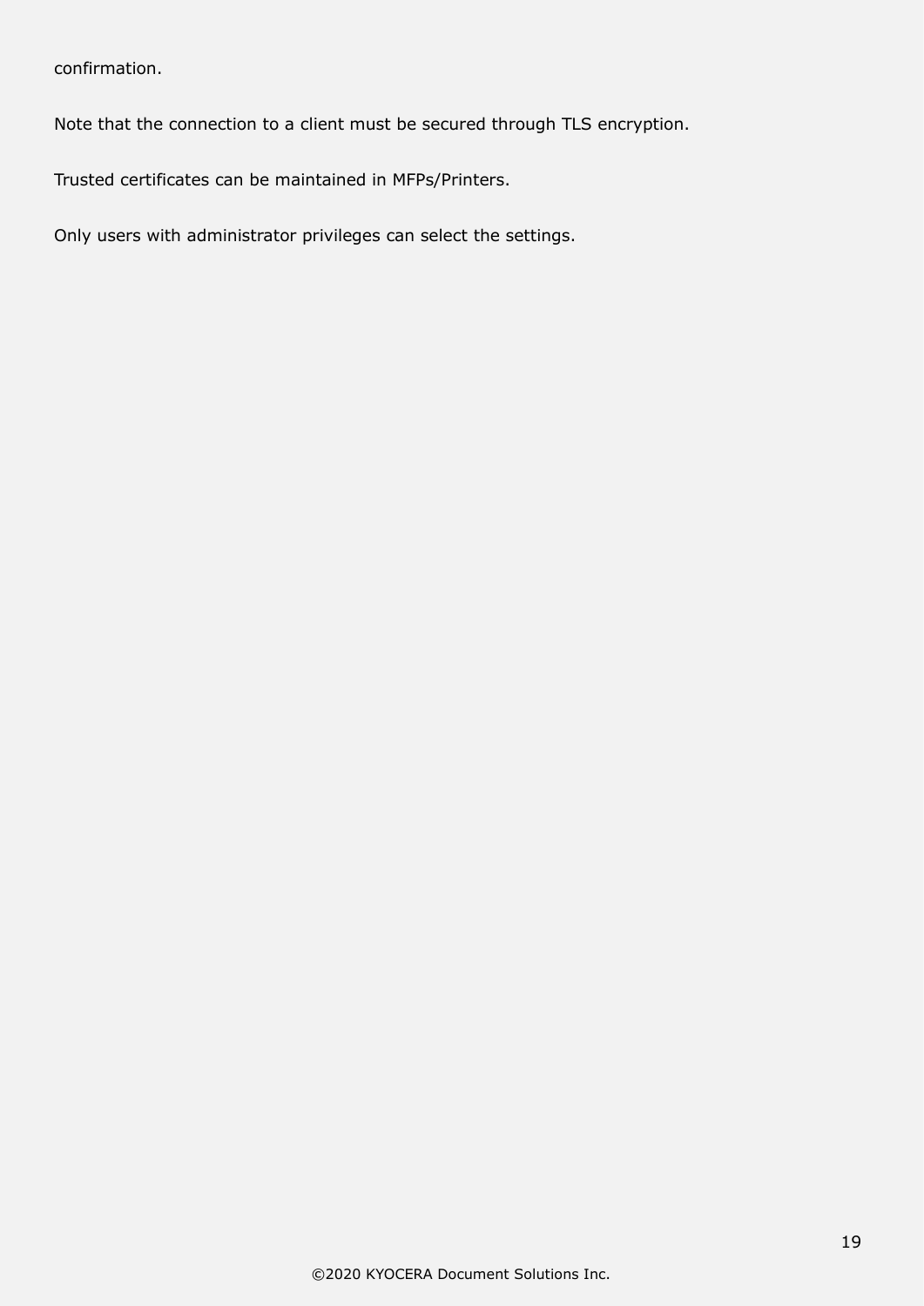confirmation.

Note that the connection to a client must be secured through TLS encryption.

Trusted certificates can be maintained in MFPs/Printers.

Only users with administrator privileges can select the settings.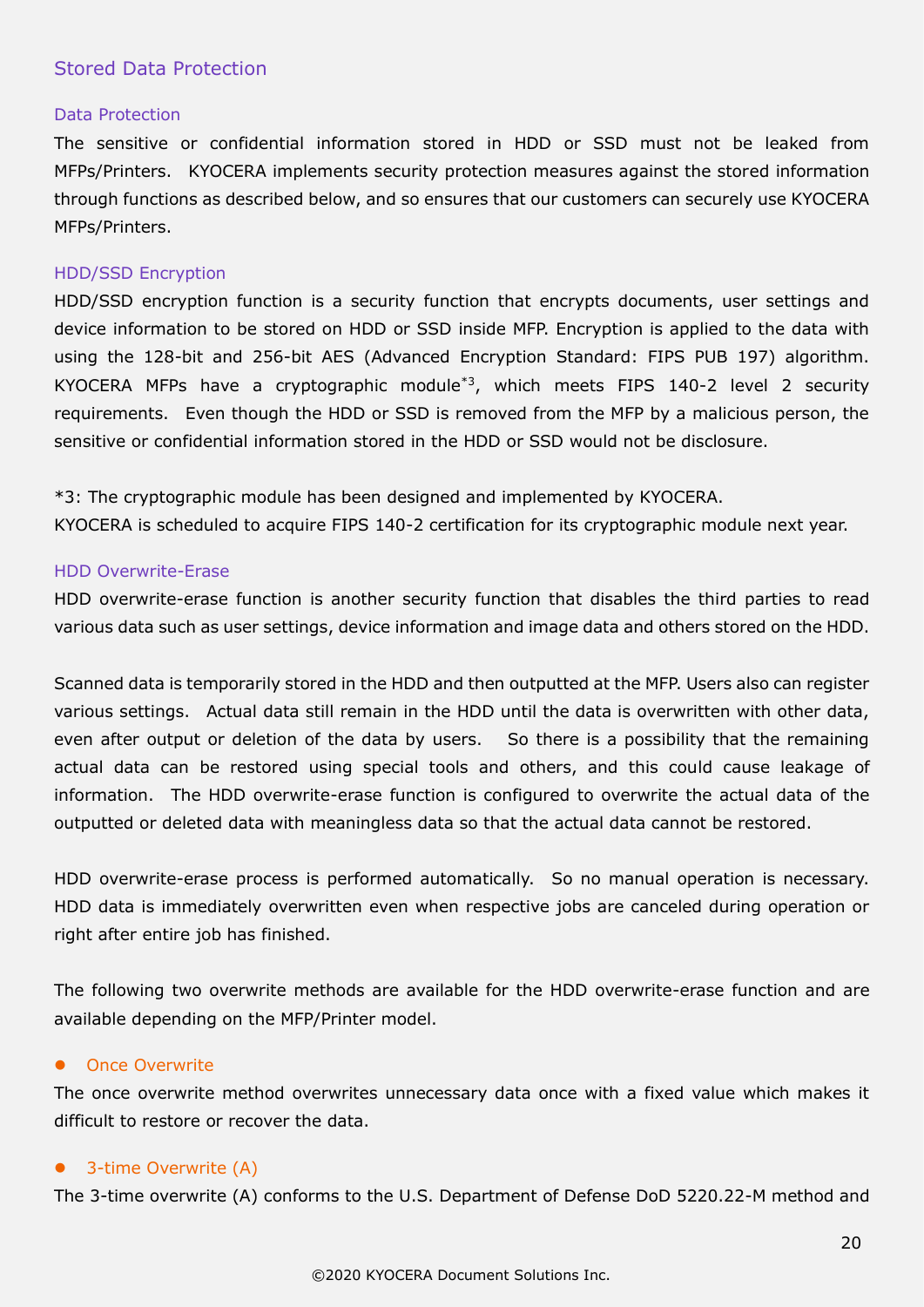## Stored Data Protection

### Data Protection

The sensitive or confidential information stored in HDD or SSD must not be leaked from MFPs/Printers. KYOCERA implements security protection measures against the stored information through functions as described below, and so ensures that our customers can securely use KYOCERA MFPs/Printers.

### HDD/SSD Encryption

HDD/SSD encryption function is a security function that encrypts documents, user settings and device information to be stored on HDD or SSD inside MFP. Encryption is applied to the data with using the 128-bit and 256-bit AES (Advanced Encryption Standard: FIPS PUB 197) algorithm. KYOCERA MFPs have a cryptographic module[*3], which meets FIPS 140-2 level 2 security requirements. Even though the HDD or SSD is removed from the MFP by a malicious person, the sensitive or confidential information stored in the HDD or SSD would not be disclosure.

*3: The cryptographic module has been designed and implemented by KYOCERA.
KYOCERA is scheduled to acquire FIPS 140-2 certification for its cryptographic module next year.

### HDD Overwrite-Erase

HDD overwrite-erase function is another security function that disables the third parties to read various data such as user settings, device information and image data and others stored on the HDD.

Scanned data is temporarily stored in the HDD and then outputted at the MFP. Users also can register various settings. Actual data still remain in the HDD until the data is overwritten with other data, even after output or deletion of the data by users. So there is a possibility that the remaining actual data can be restored using special tools and others, and this could cause leakage of information. The HDD overwrite-erase function is configured to overwrite the actual data of the outputted or deleted data with meaningless data so that the actual data cannot be restored.

HDD overwrite-erase process is performed automatically. So no manual operation is necessary. HDD data is immediately overwritten even when respective jobs are canceled during operation or right after entire job has finished.

The following two overwrite methods are available for the HDD overwrite-erase function and are available depending on the MFP/Printer model.

- **Once Overwrite**

The once overwrite method overwrites unnecessary data once with a fixed value which makes it difficult to restore or recover the data.

- **3-time Overwrite (A)**

The 3-time overwrite (A) conforms to the U.S. Department of Defense DoD 5220.22-M method and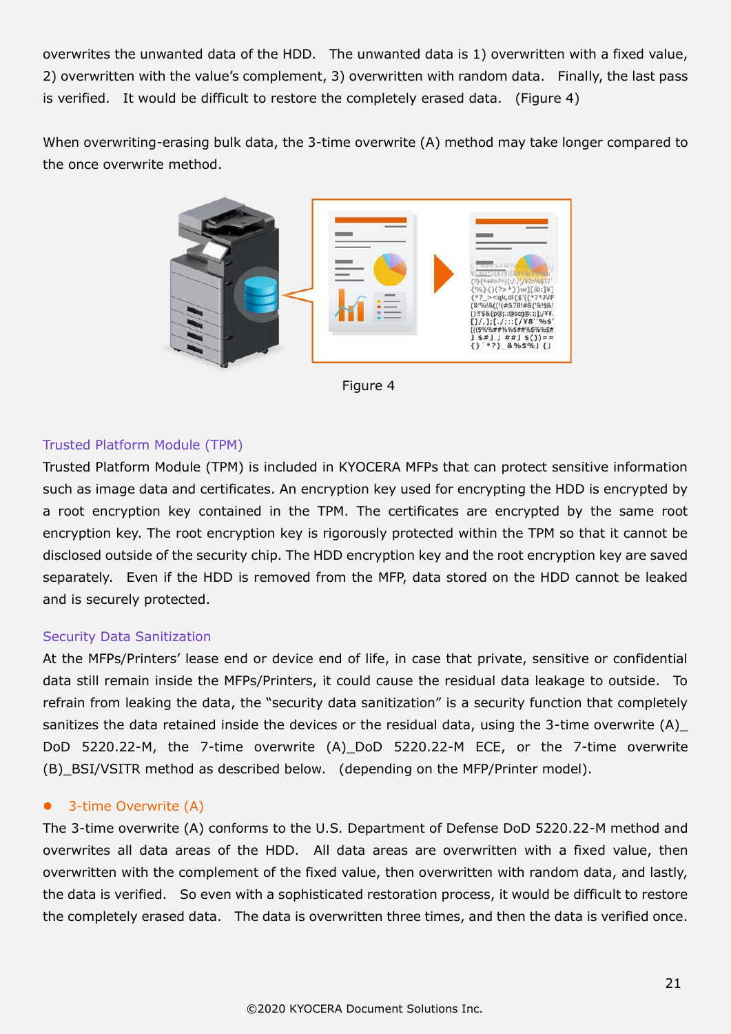overwrites the unwanted data of the HDD. The unwanted data is 1) overwritten with a fixed value, 2) overwritten with the value's complement, 3) overwritten with random data. Finally, the last pass is verified. It would be difficult to restore the completely erased data. (Figure 4)

When overwriting-erasing bulk data, the 3-time overwrite (A) method may take longer compared to the once overwrite method.

Figure 4

### Trusted Platform Module (TPM)

Trusted Platform Module (TPM) is included in KYOCERA MFPs that can protect sensitive information such as image data and certificates. An encryption key used for encrypting the HDD is encrypted by a root encryption key contained in the TPM. The certificates are encrypted by the same root encryption key. The root encryption key is rigorously protected within the TPM so that it cannot be disclosed outside of the security chip. The HDD encryption key and the root encryption key are saved separately. Even if the HDD is removed from the MFP, data stored on the HDD cannot be leaked and is securely protected.

### Security Data Sanitization

At the MFPs/Printers' lease end or device end of life, in case that private, sensitive or confidential data still remain inside the MFPs/Printers, it could cause the residual data leakage to outside. To refrain from leaking the data, the "security data sanitization" is a security function that completely sanitizes the data retained inside the devices or the residual data, using the 3-time overwrite (A)_ DoD 5220.22-M, the 7-time overwrite (A)_DoD 5220.22-M ECE, or the 7-time overwrite (B)_BSI/VSITR method as described below. (depending on the MFP/Printer model).

- 3-time Overwrite (A)

The 3-time overwrite (A) conforms to the U.S. Department of Defense DoD 5220.22-M method and overwrites all data areas of the HDD. All data areas are overwritten with a fixed value, then overwritten with the complement of the fixed value, then overwritten with random data, and lastly, the data is verified. So even with a sophisticated restoration process, it would be difficult to restore the completely erased data. The data is overwritten three times, and then the data is verified once.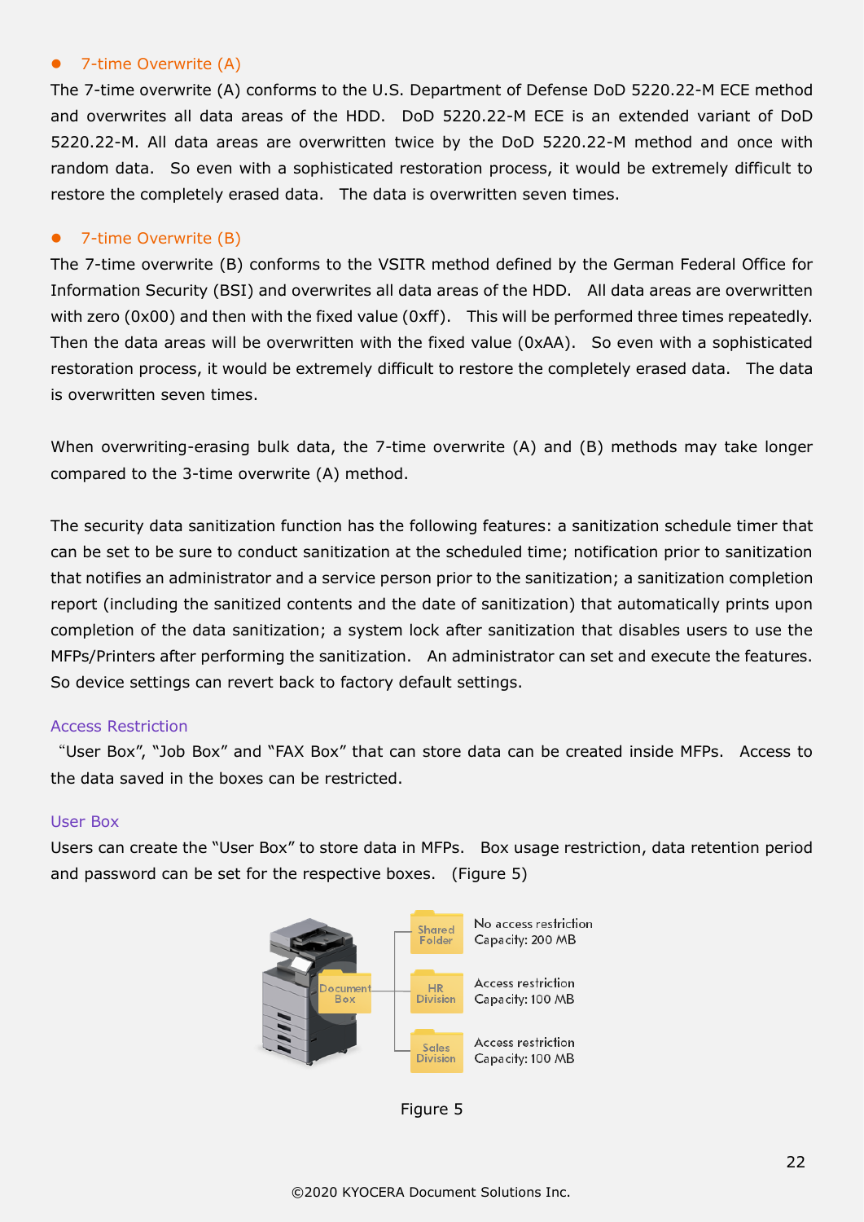- 7-time Overwrite (A)

The 7-time overwrite (A) conforms to the U.S. Department of Defense DoD 5220.22-M ECE method and overwrites all data areas of the HDD. DoD 5220.22-M ECE is an extended variant of DoD 5220.22-M. All data areas are overwritten twice by the DoD 5220.22-M method and once with random data. So even with a sophisticated restoration process, it would be extremely difficult to restore the completely erased data. The data is overwritten seven times.

- 7-time Overwrite (B)

The 7-time overwrite (B) conforms to the VSITR method defined by the German Federal Office for Information Security (BSI) and overwrites all data areas of the HDD. All data areas are overwritten with zero (0x00) and then with the fixed value (0xff). This will be performed three times repeatedly. Then the data areas will be overwritten with the fixed value (0xAA). So even with a sophisticated restoration process, it would be extremely difficult to restore the completely erased data. The data is overwritten seven times.

When overwriting-erasing bulk data, the 7-time overwrite (A) and (B) methods may take longer compared to the 3-time overwrite (A) method.

The security data sanitization function has the following features: a sanitization schedule timer that can be set to be sure to conduct sanitization at the scheduled time; notification prior to sanitization that notifies an administrator and a service person prior to the sanitization; a sanitization completion report (including the sanitized contents and the date of sanitization) that automatically prints upon completion of the data sanitization; a system lock after sanitization that disables users to use the MFPs/Printers after performing the sanitization. An administrator can set and execute the features. So device settings can revert back to factory default settings.

### Access Restriction

"User Box", "Job Box" and "FAX Box" that can store data can be created inside MFPs. Access to the data saved in the boxes can be restricted.

### User Box

Users can create the "User Box" to store data in MFPs. Box usage restriction, data retention period and password can be set for the respective boxes. (Figure 5)

Document Box

Shared Folder — No access restriction, Capacity: 200 MB

HR Division — Access restriction, Capacity: 100 MB

Sales Division — Access restriction, Capacity: 100 MB

Figure 5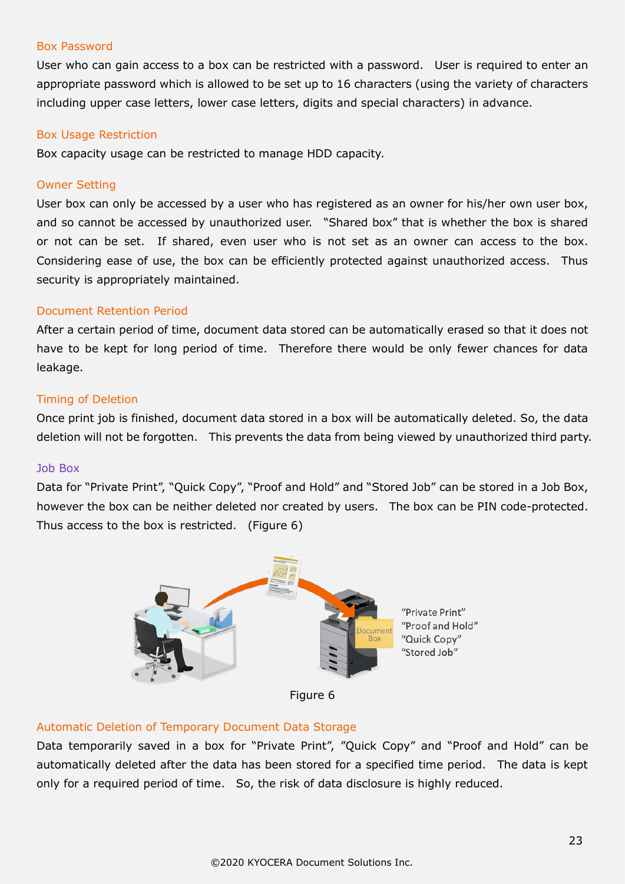### Box Password

User who can gain access to a box can be restricted with a password. User is required to enter an appropriate password which is allowed to be set up to 16 characters (using the variety of characters including upper case letters, lower case letters, digits and special characters) in advance.

### Box Usage Restriction

Box capacity usage can be restricted to manage HDD capacity.

### Owner Setting

User box can only be accessed by a user who has registered as an owner for his/her own user box, and so cannot be accessed by unauthorized user. "Shared box" that is whether the box is shared or not can be set. If shared, even user who is not set as an owner can access to the box. Considering ease of use, the box can be efficiently protected against unauthorized access. Thus security is appropriately maintained.

### Document Retention Period

After a certain period of time, document data stored can be automatically erased so that it does not have to be kept for long period of time. Therefore there would be only fewer chances for data leakage.

### Timing of Deletion

Once print job is finished, document data stored in a box will be automatically deleted. So, the data deletion will not be forgotten. This prevents the data from being viewed by unauthorized third party.

### Job Box

Data for "Private Print", "Quick Copy", "Proof and Hold" and "Stored Job" can be stored in a Job Box, however the box can be neither deleted nor created by users. The box can be PIN code-protected. Thus access to the box is restricted. (Figure 6)

Figure 6

### Automatic Deletion of Temporary Document Data Storage

Data temporarily saved in a box for "Private Print", "Quick Copy" and "Proof and Hold" can be automatically deleted after the data has been stored for a specified time period. The data is kept only for a required period of time. So, the risk of data disclosure is highly reduced.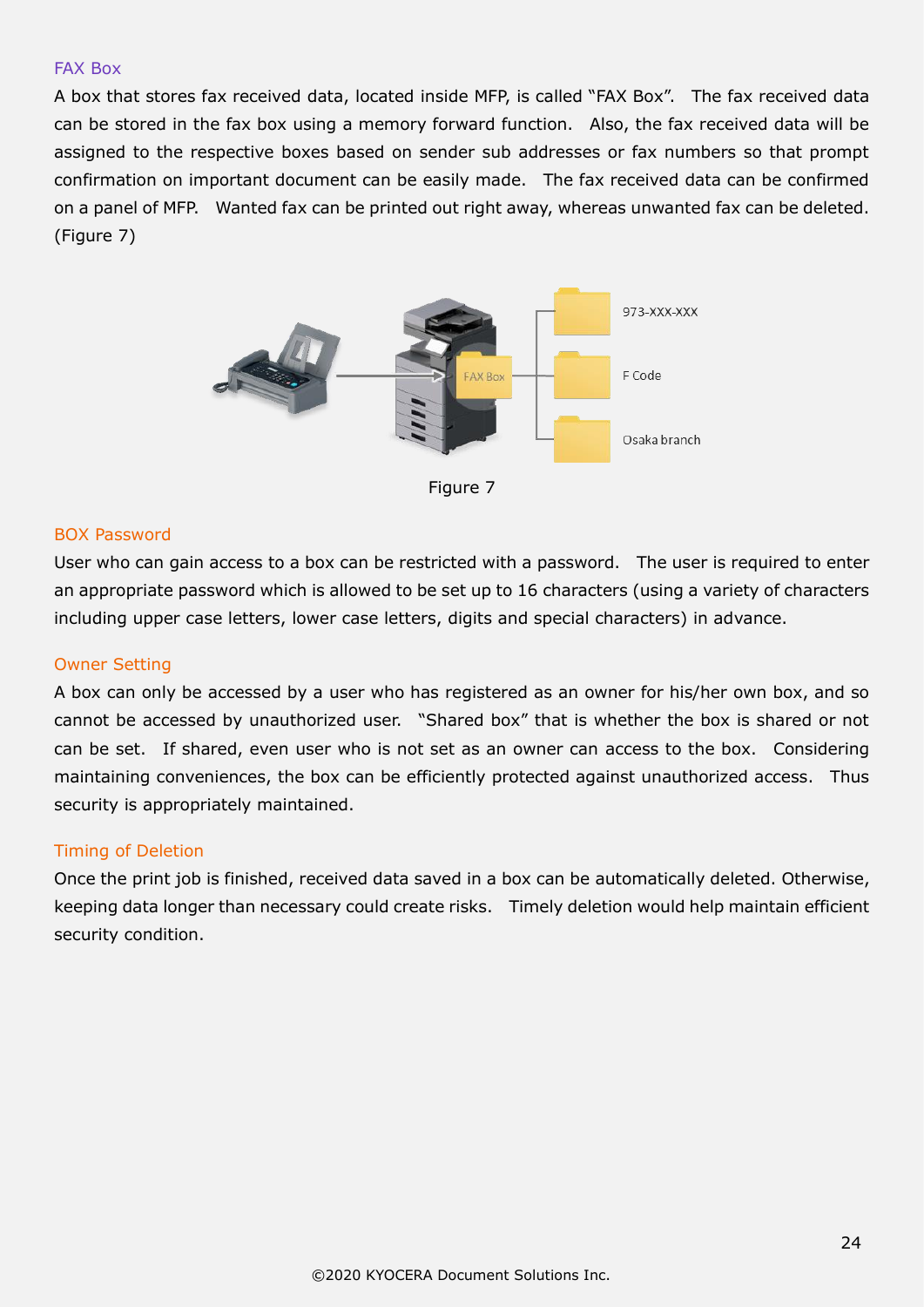### FAX Box

A box that stores fax received data, located inside MFP, is called "FAX Box". The fax received data can be stored in the fax box using a memory forward function. Also, the fax received data will be assigned to the respective boxes based on sender sub addresses or fax numbers so that prompt confirmation on important document can be easily made. The fax received data can be confirmed on a panel of MFP. Wanted fax can be printed out right away, whereas unwanted fax can be deleted. (Figure 7)

Figure 7

### BOX Password

User who can gain access to a box can be restricted with a password. The user is required to enter an appropriate password which is allowed to be set up to 16 characters (using a variety of characters including upper case letters, lower case letters, digits and special characters) in advance.

### Owner Setting

A box can only be accessed by a user who has registered as an owner for his/her own box, and so cannot be accessed by unauthorized user. "Shared box" that is whether the box is shared or not can be set. If shared, even user who is not set as an owner can access to the box. Considering maintaining conveniences, the box can be efficiently protected against unauthorized access. Thus security is appropriately maintained.

### Timing of Deletion

Once the print job is finished, received data saved in a box can be automatically deleted. Otherwise, keeping data longer than necessary could create risks. Timely deletion would help maintain efficient security condition.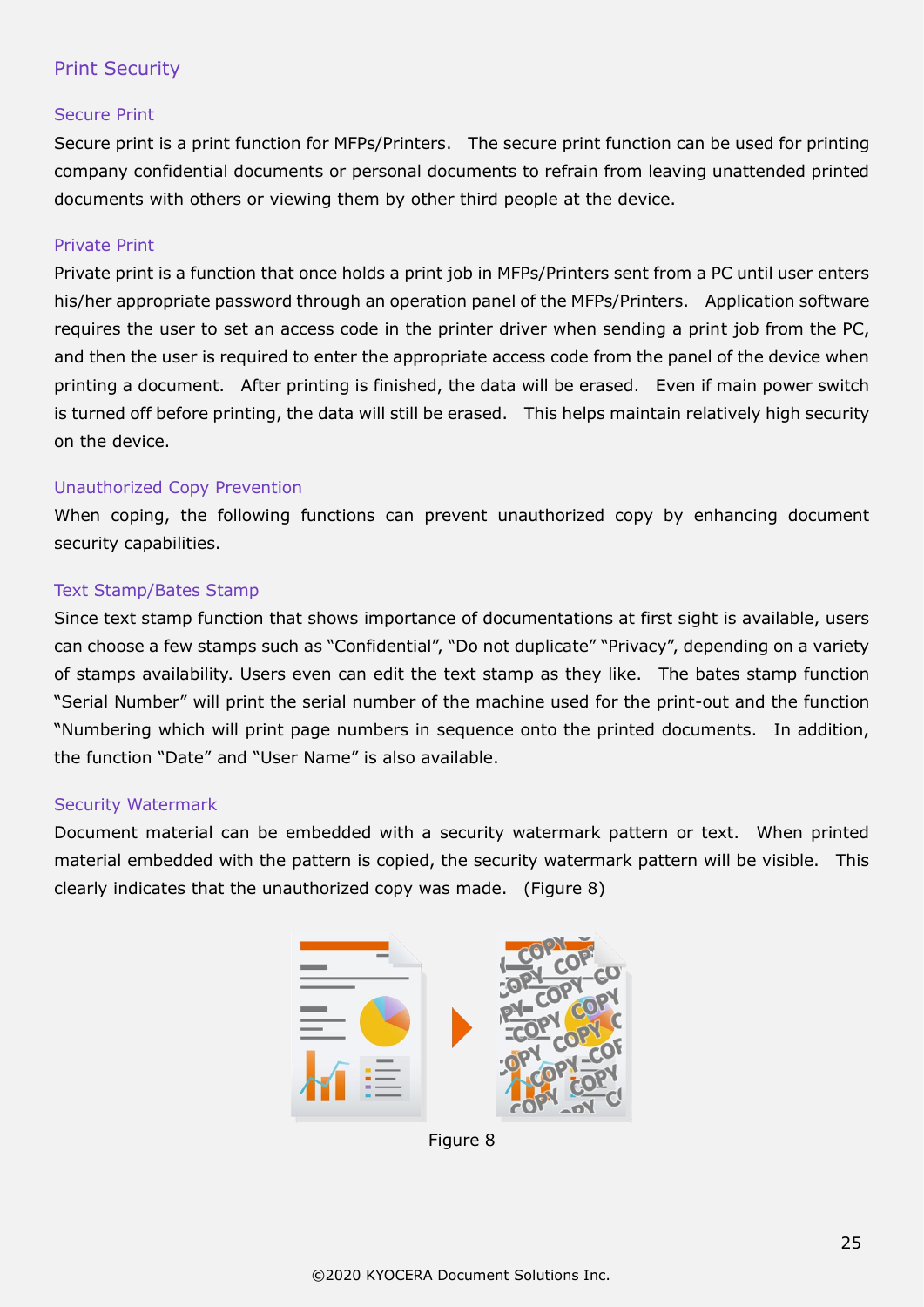## Print Security

### Secure Print

Secure print is a print function for MFPs/Printers. The secure print function can be used for printing company confidential documents or personal documents to refrain from leaving unattended printed documents with others or viewing them by other third people at the device.

### Private Print

Private print is a function that once holds a print job in MFPs/Printers sent from a PC until user enters his/her appropriate password through an operation panel of the MFPs/Printers. Application software requires the user to set an access code in the printer driver when sending a print job from the PC, and then the user is required to enter the appropriate access code from the panel of the device when printing a document. After printing is finished, the data will be erased. Even if main power switch is turned off before printing, the data will still be erased. This helps maintain relatively high security on the device.

### Unauthorized Copy Prevention

When coping, the following functions can prevent unauthorized copy by enhancing document security capabilities.

### Text Stamp/Bates Stamp

Since text stamp function that shows importance of documentations at first sight is available, users can choose a few stamps such as "Confidential", "Do not duplicate" "Privacy", depending on a variety of stamps availability. Users even can edit the text stamp as they like. The bates stamp function "Serial Number" will print the serial number of the machine used for the print-out and the function "Numbering which will print page numbers in sequence onto the printed documents. In addition, the function "Date" and "User Name" is also available.

### Security Watermark

Document material can be embedded with a security watermark pattern or text. When printed material embedded with the pattern is copied, the security watermark pattern will be visible. This clearly indicates that the unauthorized copy was made. (Figure 8)

Figure 8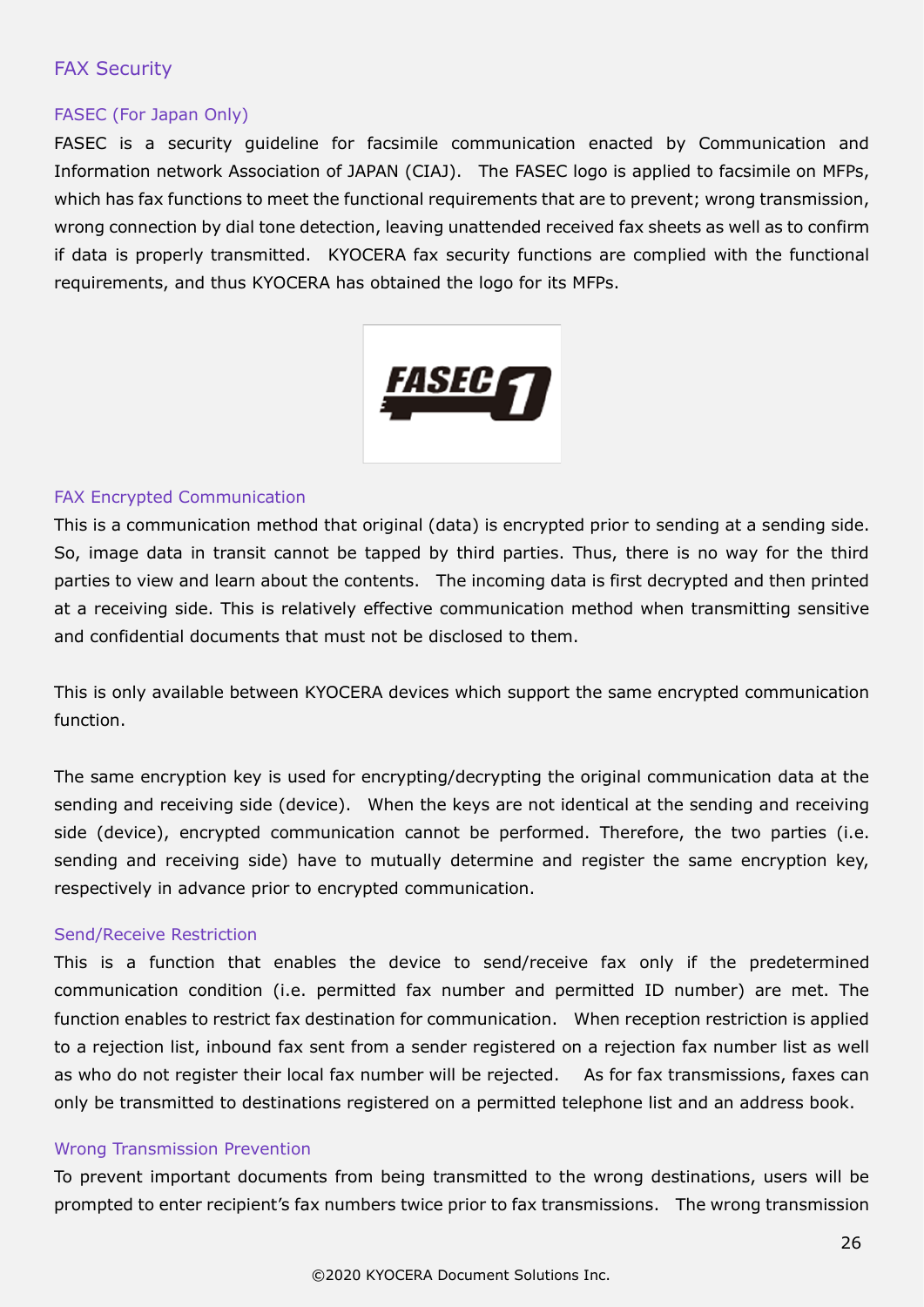## FAX Security

### FASEC (For Japan Only)

FASEC is a security guideline for facsimile communication enacted by Communication and Information network Association of JAPAN (CIAJ). The FASEC logo is applied to facsimile on MFPs, which has fax functions to meet the functional requirements that are to prevent; wrong transmission, wrong connection by dial tone detection, leaving unattended received fax sheets as well as to confirm if data is properly transmitted. KYOCERA fax security functions are complied with the functional requirements, and thus KYOCERA has obtained the logo for its MFPs.

### FAX Encrypted Communication

This is a communication method that original (data) is encrypted prior to sending at a sending side. So, image data in transit cannot be tapped by third parties. Thus, there is no way for the third parties to view and learn about the contents. The incoming data is first decrypted and then printed at a receiving side. This is relatively effective communication method when transmitting sensitive and confidential documents that must not be disclosed to them.

This is only available between KYOCERA devices which support the same encrypted communication function.

The same encryption key is used for encrypting/decrypting the original communication data at the sending and receiving side (device). When the keys are not identical at the sending and receiving side (device), encrypted communication cannot be performed. Therefore, the two parties (i.e. sending and receiving side) have to mutually determine and register the same encryption key, respectively in advance prior to encrypted communication.

### Send/Receive Restriction

This is a function that enables the device to send/receive fax only if the predetermined communication condition (i.e. permitted fax number and permitted ID number) are met. The function enables to restrict fax destination for communication. When reception restriction is applied to a rejection list, inbound fax sent from a sender registered on a rejection fax number list as well as who do not register their local fax number will be rejected. As for fax transmissions, faxes can only be transmitted to destinations registered on a permitted telephone list and an address book.

### Wrong Transmission Prevention

To prevent important documents from being transmitted to the wrong destinations, users will be prompted to enter recipient's fax numbers twice prior to fax transmissions. The wrong transmission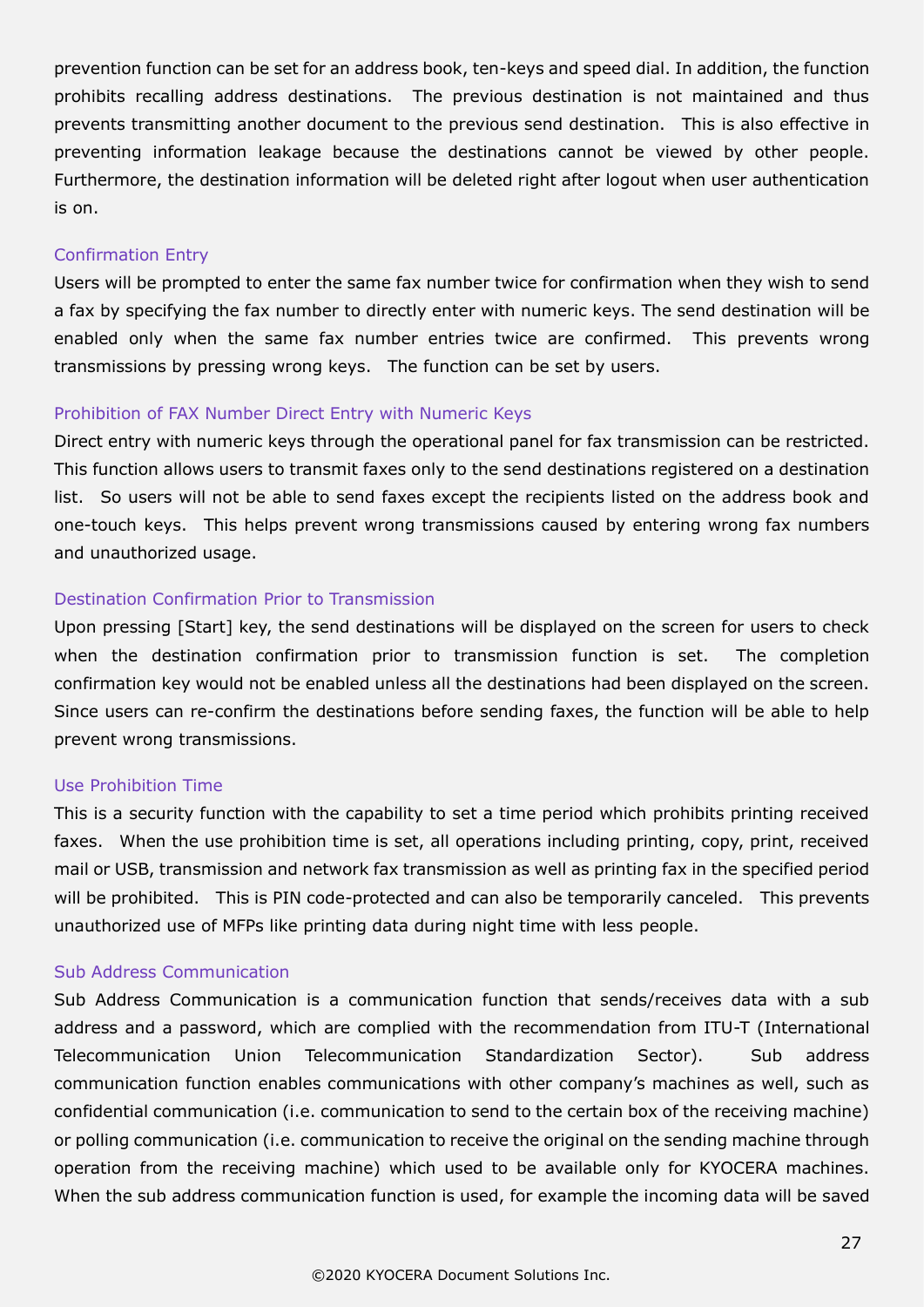prevention function can be set for an address book, ten-keys and speed dial. In addition, the function prohibits recalling address destinations. The previous destination is not maintained and thus prevents transmitting another document to the previous send destination. This is also effective in preventing information leakage because the destinations cannot be viewed by other people. Furthermore, the destination information will be deleted right after logout when user authentication is on.

### Confirmation Entry

Users will be prompted to enter the same fax number twice for confirmation when they wish to send a fax by specifying the fax number to directly enter with numeric keys. The send destination will be enabled only when the same fax number entries twice are confirmed. This prevents wrong transmissions by pressing wrong keys. The function can be set by users.

### Prohibition of FAX Number Direct Entry with Numeric Keys

Direct entry with numeric keys through the operational panel for fax transmission can be restricted. This function allows users to transmit faxes only to the send destinations registered on a destination list. So users will not be able to send faxes except the recipients listed on the address book and one-touch keys. This helps prevent wrong transmissions caused by entering wrong fax numbers and unauthorized usage.

### Destination Confirmation Prior to Transmission

Upon pressing [Start] key, the send destinations will be displayed on the screen for users to check when the destination confirmation prior to transmission function is set. The completion confirmation key would not be enabled unless all the destinations had been displayed on the screen. Since users can re-confirm the destinations before sending faxes, the function will be able to help prevent wrong transmissions.

### Use Prohibition Time

This is a security function with the capability to set a time period which prohibits printing received faxes. When the use prohibition time is set, all operations including printing, copy, print, received mail or USB, transmission and network fax transmission as well as printing fax in the specified period will be prohibited. This is PIN code-protected and can also be temporarily canceled. This prevents unauthorized use of MFPs like printing data during night time with less people.

### Sub Address Communication

Sub Address Communication is a communication function that sends/receives data with a sub address and a password, which are complied with the recommendation from ITU-T (International Telecommunication Union Telecommunication Standardization Sector). Sub address communication function enables communications with other company's machines as well, such as confidential communication (i.e. communication to send to the certain box of the receiving machine) or polling communication (i.e. communication to receive the original on the sending machine through operation from the receiving machine) which used to be available only for KYOCERA machines. When the sub address communication function is used, for example the incoming data will be saved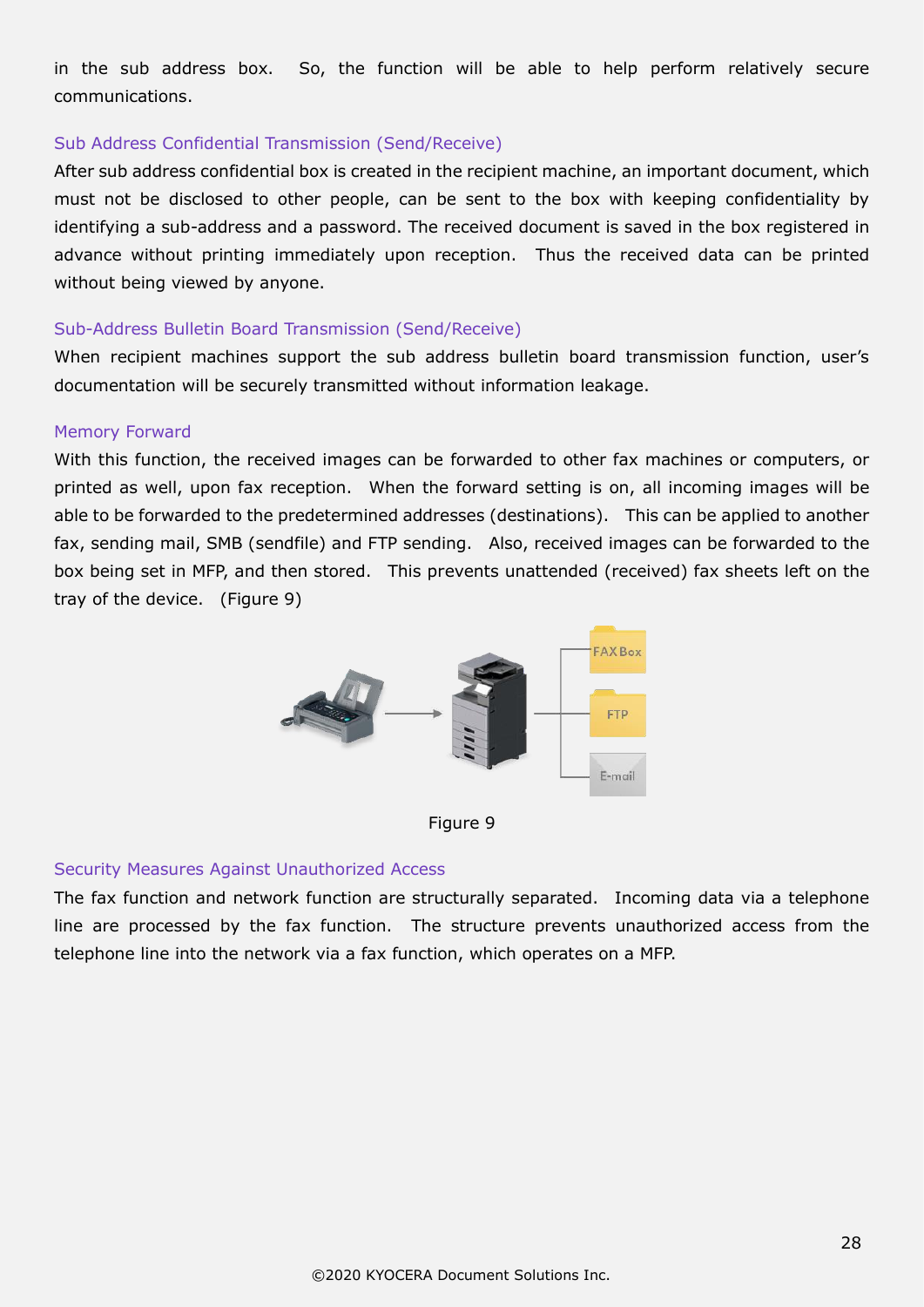in the sub address box. So, the function will be able to help perform relatively secure communications.

### Sub Address Confidential Transmission (Send/Receive)

After sub address confidential box is created in the recipient machine, an important document, which must not be disclosed to other people, can be sent to the box with keeping confidentiality by identifying a sub-address and a password. The received document is saved in the box registered in advance without printing immediately upon reception. Thus the received data can be printed without being viewed by anyone.

### Sub-Address Bulletin Board Transmission (Send/Receive)

When recipient machines support the sub address bulletin board transmission function, user's documentation will be securely transmitted without information leakage.

### Memory Forward

With this function, the received images can be forwarded to other fax machines or computers, or printed as well, upon fax reception. When the forward setting is on, all incoming images will be able to be forwarded to the predetermined addresses (destinations). This can be applied to another fax, sending mail, SMB (sendfile) and FTP sending. Also, received images can be forwarded to the box being set in MFP, and then stored. This prevents unattended (received) fax sheets left on the tray of the device. (Figure 9)

Figure 9

### Security Measures Against Unauthorized Access

The fax function and network function are structurally separated. Incoming data via a telephone line are processed by the fax function. The structure prevents unauthorized access from the telephone line into the network via a fax function, which operates on a MFP.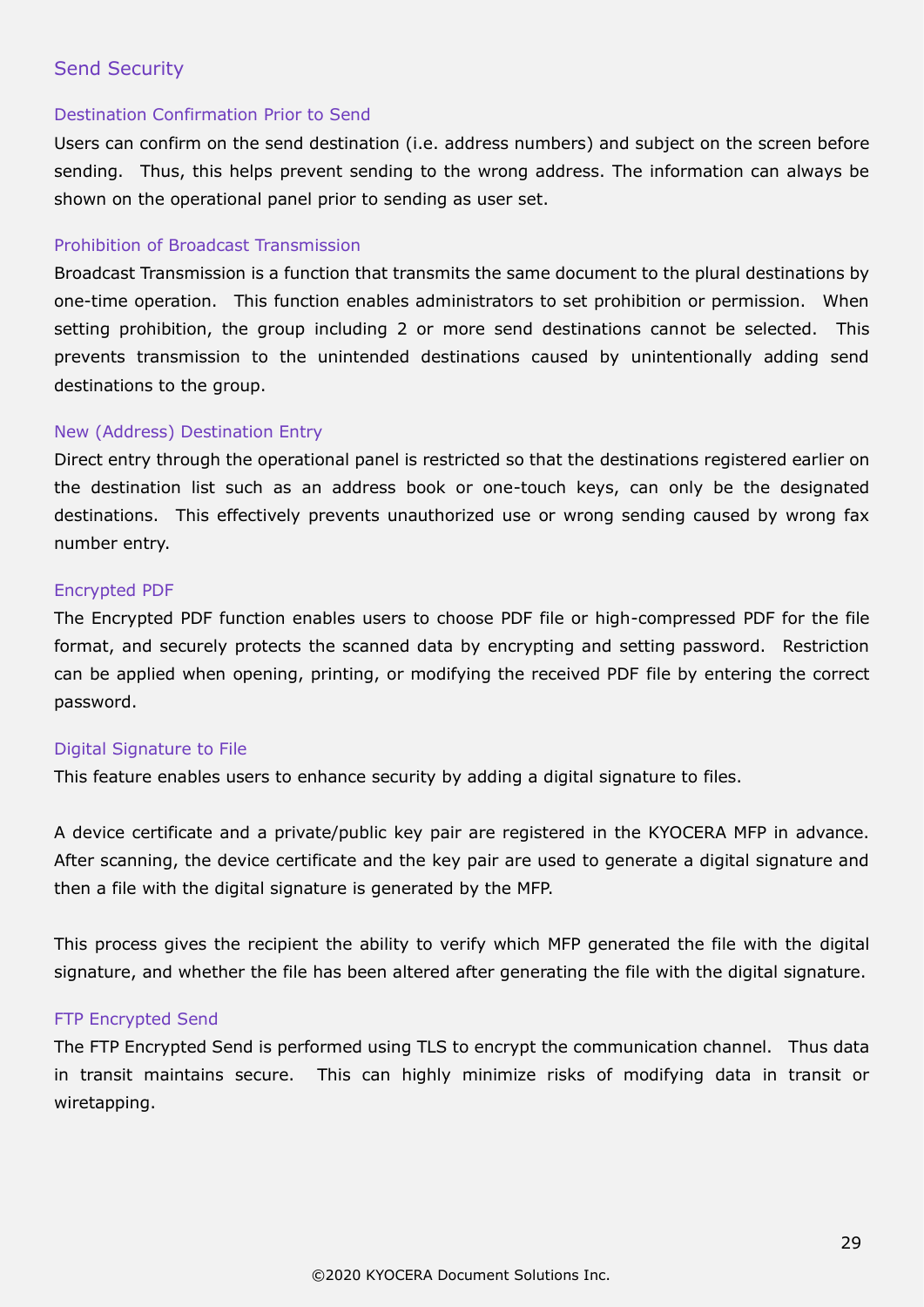## Send Security

### Destination Confirmation Prior to Send

Users can confirm on the send destination (i.e. address numbers) and subject on the screen before sending. Thus, this helps prevent sending to the wrong address. The information can always be shown on the operational panel prior to sending as user set.

### Prohibition of Broadcast Transmission

Broadcast Transmission is a function that transmits the same document to the plural destinations by one-time operation. This function enables administrators to set prohibition or permission. When setting prohibition, the group including 2 or more send destinations cannot be selected. This prevents transmission to the unintended destinations caused by unintentionally adding send destinations to the group.

### New (Address) Destination Entry

Direct entry through the operational panel is restricted so that the destinations registered earlier on the destination list such as an address book or one-touch keys, can only be the designated destinations. This effectively prevents unauthorized use or wrong sending caused by wrong fax number entry.

### Encrypted PDF

The Encrypted PDF function enables users to choose PDF file or high-compressed PDF for the file format, and securely protects the scanned data by encrypting and setting password. Restriction can be applied when opening, printing, or modifying the received PDF file by entering the correct password.

### Digital Signature to File

This feature enables users to enhance security by adding a digital signature to files.

A device certificate and a private/public key pair are registered in the KYOCERA MFP in advance. After scanning, the device certificate and the key pair are used to generate a digital signature and then a file with the digital signature is generated by the MFP.

This process gives the recipient the ability to verify which MFP generated the file with the digital signature, and whether the file has been altered after generating the file with the digital signature.

### FTP Encrypted Send

The FTP Encrypted Send is performed using TLS to encrypt the communication channel. Thus data in transit maintains secure. This can highly minimize risks of modifying data in transit or wiretapping.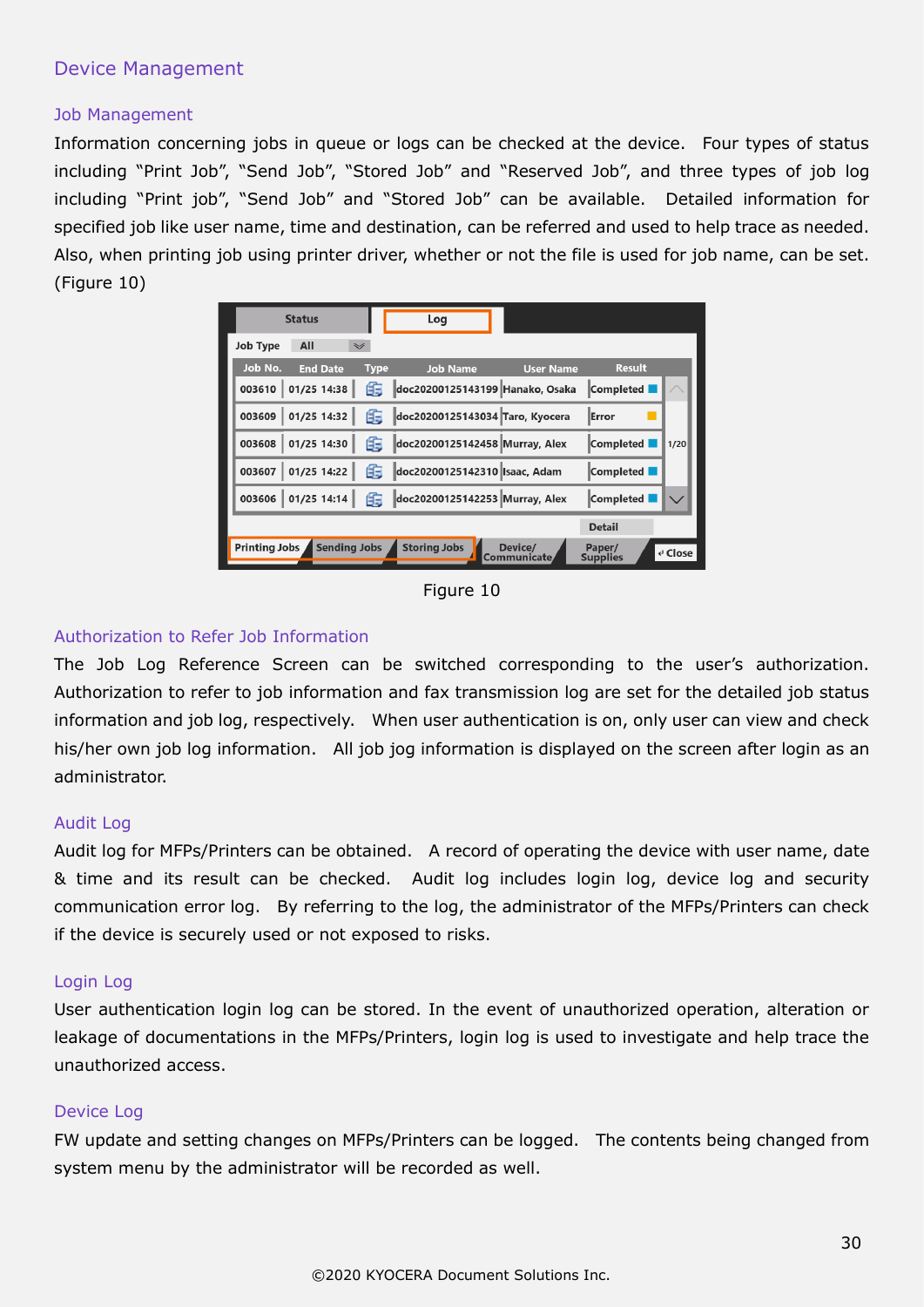## Device Management

### Job Management

Information concerning jobs in queue or logs can be checked at the device. Four types of status including “Print Job”, “Send Job”, “Stored Job” and “Reserved Job”, and three types of job log including “Print job”, “Send Job” and “Stored Job” can be available. Detailed information for specified job like user name, time and destination, can be referred and used to help trace as needed. Also, when printing job using printer driver, whether or not the file is used for job name, can be set. (Figure 10)

Figure 10

### Authorization to Refer Job Information

The Job Log Reference Screen can be switched corresponding to the user’s authorization. Authorization to refer to job information and fax transmission log are set for the detailed job status information and job log, respectively. When user authentication is on, only user can view and check his/her own job log information. All job jog information is displayed on the screen after login as an administrator.

### Audit Log

Audit log for MFPs/Printers can be obtained. A record of operating the device with user name, date & time and its result can be checked. Audit log includes login log, device log and security communication error log. By referring to the log, the administrator of the MFPs/Printers can check if the device is securely used or not exposed to risks.

### Login Log

User authentication login log can be stored. In the event of unauthorized operation, alteration or leakage of documentations in the MFPs/Printers, login log is used to investigate and help trace the unauthorized access.

### Device Log

FW update and setting changes on MFPs/Printers can be logged. The contents being changed from system menu by the administrator will be recorded as well.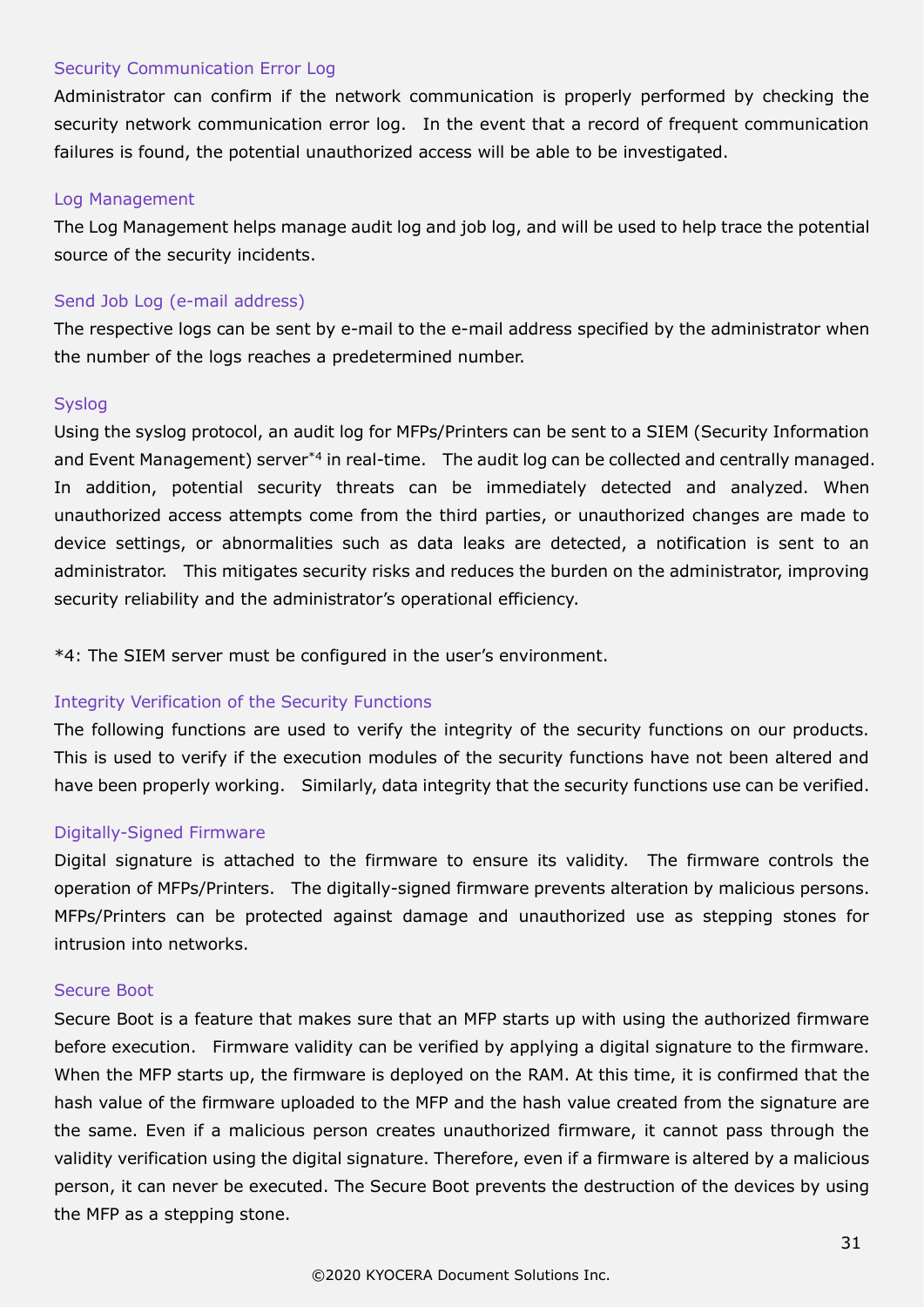### Security Communication Error Log

Administrator can confirm if the network communication is properly performed by checking the security network communication error log. In the event that a record of frequent communication failures is found, the potential unauthorized access will be able to be investigated.

### Log Management

The Log Management helps manage audit log and job log, and will be used to help trace the potential source of the security incidents.

### Send Job Log (e-mail address)

The respective logs can be sent by e-mail to the e-mail address specified by the administrator when the number of the logs reaches a predetermined number.

### Syslog

Using the syslog protocol, an audit log for MFPs/Printers can be sent to a SIEM (Security Information and Event Management) server[*4] in real-time. The audit log can be collected and centrally managed. In addition, potential security threats can be immediately detected and analyzed. When unauthorized access attempts come from the third parties, or unauthorized changes are made to device settings, or abnormalities such as data leaks are detected, a notification is sent to an administrator. This mitigates security risks and reduces the burden on the administrator, improving security reliability and the administrator's operational efficiency.

*4: The SIEM server must be configured in the user's environment.

### Integrity Verification of the Security Functions

The following functions are used to verify the integrity of the security functions on our products. This is used to verify if the execution modules of the security functions have not been altered and have been properly working. Similarly, data integrity that the security functions use can be verified.

### Digitally-Signed Firmware

Digital signature is attached to the firmware to ensure its validity. The firmware controls the operation of MFPs/Printers. The digitally-signed firmware prevents alteration by malicious persons. MFPs/Printers can be protected against damage and unauthorized use as stepping stones for intrusion into networks.

### Secure Boot

Secure Boot is a feature that makes sure that an MFP starts up with using the authorized firmware before execution. Firmware validity can be verified by applying a digital signature to the firmware. When the MFP starts up, the firmware is deployed on the RAM. At this time, it is confirmed that the hash value of the firmware uploaded to the MFP and the hash value created from the signature are the same. Even if a malicious person creates unauthorized firmware, it cannot pass through the validity verification using the digital signature. Therefore, even if a firmware is altered by a malicious person, it can never be executed. The Secure Boot prevents the destruction of the devices by using the MFP as a stepping stone.

©2020 KYOCERA Document Solutions Inc.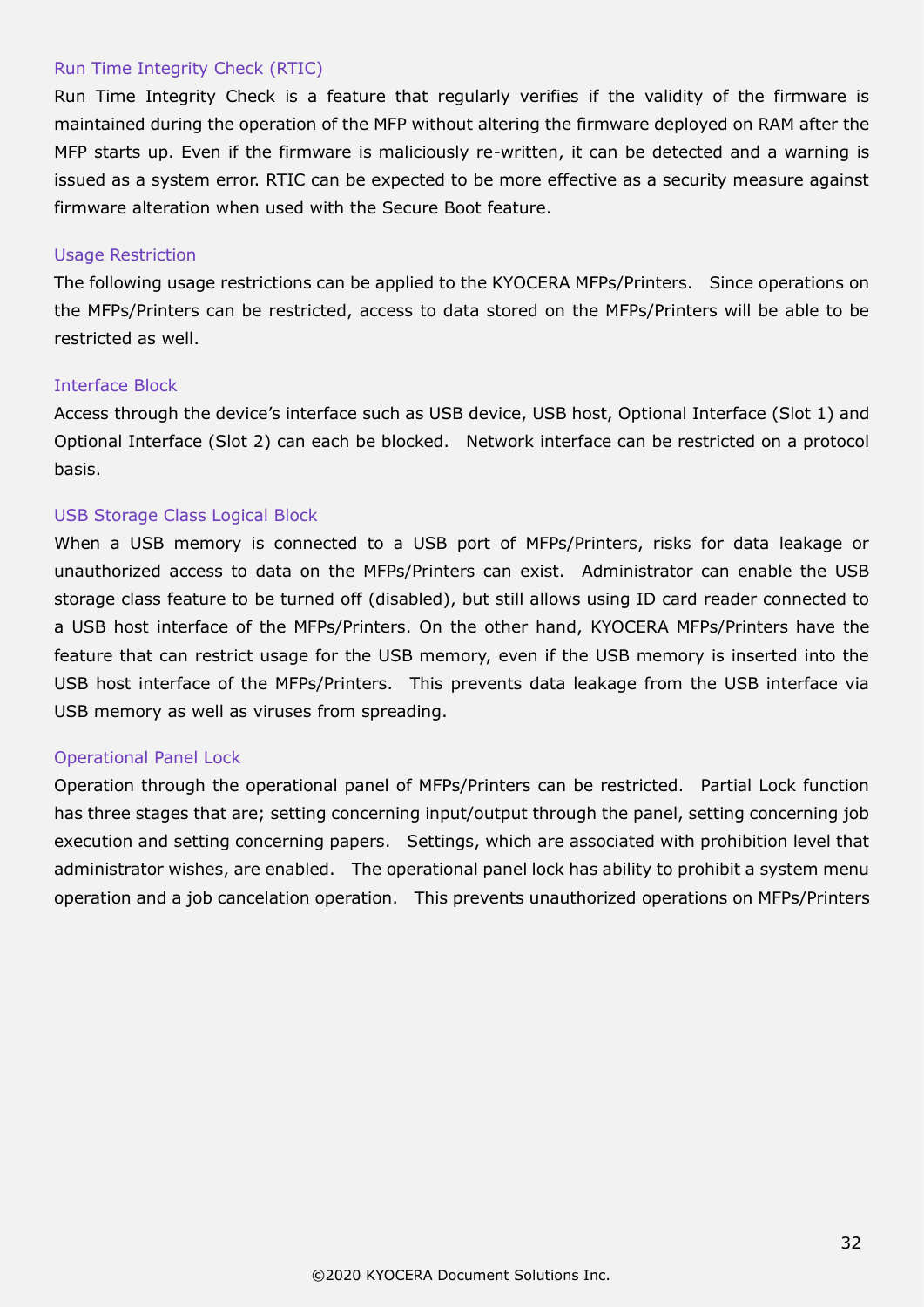### Run Time Integrity Check (RTIC)

Run Time Integrity Check is a feature that regularly verifies if the validity of the firmware is maintained during the operation of the MFP without altering the firmware deployed on RAM after the MFP starts up. Even if the firmware is maliciously re-written, it can be detected and a warning is issued as a system error. RTIC can be expected to be more effective as a security measure against firmware alteration when used with the Secure Boot feature.

### Usage Restriction

The following usage restrictions can be applied to the KYOCERA MFPs/Printers. Since operations on the MFPs/Printers can be restricted, access to data stored on the MFPs/Printers will be able to be restricted as well.

### Interface Block

Access through the device's interface such as USB device, USB host, Optional Interface (Slot 1) and Optional Interface (Slot 2) can each be blocked. Network interface can be restricted on a protocol basis.

### USB Storage Class Logical Block

When a USB memory is connected to a USB port of MFPs/Printers, risks for data leakage or unauthorized access to data on the MFPs/Printers can exist. Administrator can enable the USB storage class feature to be turned off (disabled), but still allows using ID card reader connected to a USB host interface of the MFPs/Printers. On the other hand, KYOCERA MFPs/Printers have the feature that can restrict usage for the USB memory, even if the USB memory is inserted into the USB host interface of the MFPs/Printers. This prevents data leakage from the USB interface via USB memory as well as viruses from spreading.

### Operational Panel Lock

Operation through the operational panel of MFPs/Printers can be restricted. Partial Lock function has three stages that are; setting concerning input/output through the panel, setting concerning job execution and setting concerning papers. Settings, which are associated with prohibition level that administrator wishes, are enabled. The operational panel lock has ability to prohibit a system menu operation and a job cancelation operation. This prevents unauthorized operations on MFPs/Printers

©2020 KYOCERA Document Solutions Inc.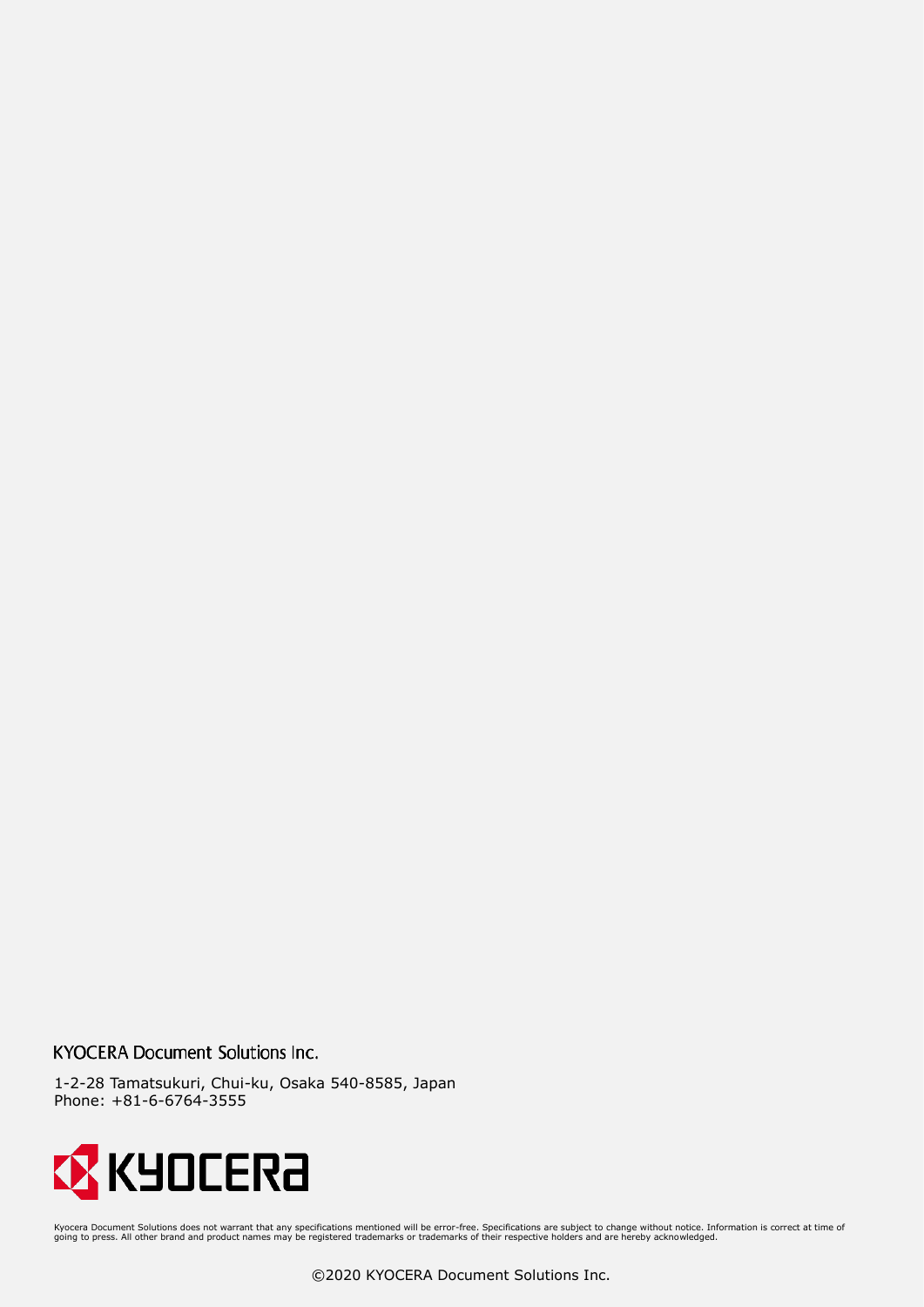KYOCERA Document Solutions Inc.

1-2-28 Tamatsukuri, Chui-ku, Osaka 540-8585, Japan
Phone: +81-6-6764-3555

KYOCERA

Kyocera Document Solutions does not warrant that any specifications mentioned will be error-free. Specifications are subject to change without notice. Information is correct at time of going to press. All other brand and product names may be registered trademarks or trademarks of their respective holders and are hereby acknowledged.

©2020 KYOCERA Document Solutions Inc.